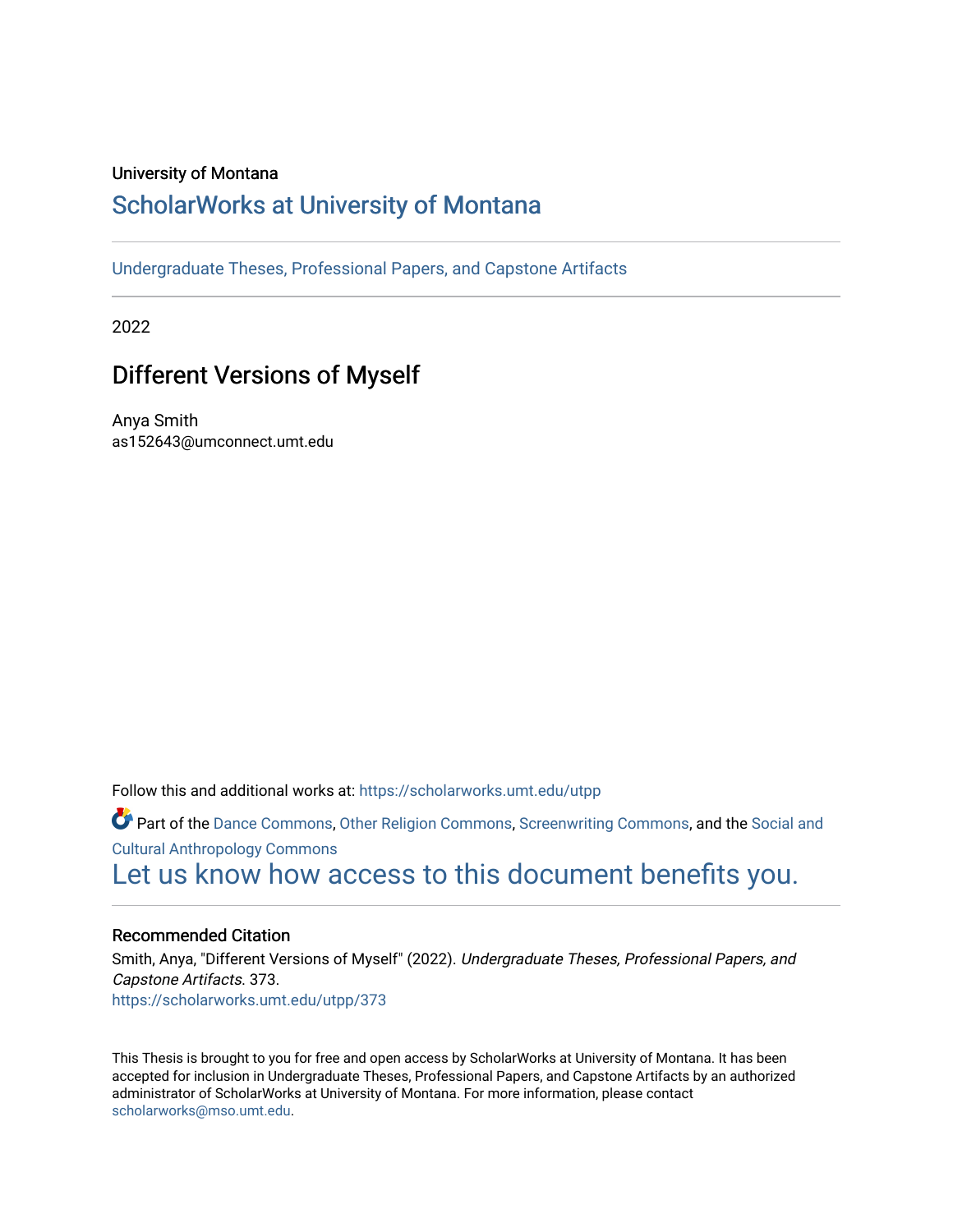University of Montana

# ScholarWorks at University of Montana

Undergraduate Theses, Professional Papers, and Capstone Artifacts

2022

## Different Versions of Myself

Anya Smith
as152643@umconnect.umt.edu

Follow this and additional works at: https://scholarworks.umt.edu/utpp

Part of the Dance Commons, Other Religion Commons, Screenwriting Commons, and the Social and Cultural Anthropology Commons

Let us know how access to this document benefits you.

### Recommended Citation

Smith, Anya, "Different Versions of Myself" (2022). *Undergraduate Theses, Professional Papers, and Capstone Artifacts*. 373.
https://scholarworks.umt.edu/utpp/373

This Thesis is brought to you for free and open access by ScholarWorks at University of Montana. It has been accepted for inclusion in Undergraduate Theses, Professional Papers, and Capstone Artifacts by an authorized administrator of ScholarWorks at University of Montana. For more information, please contact scholarworks@mso.umt.edu.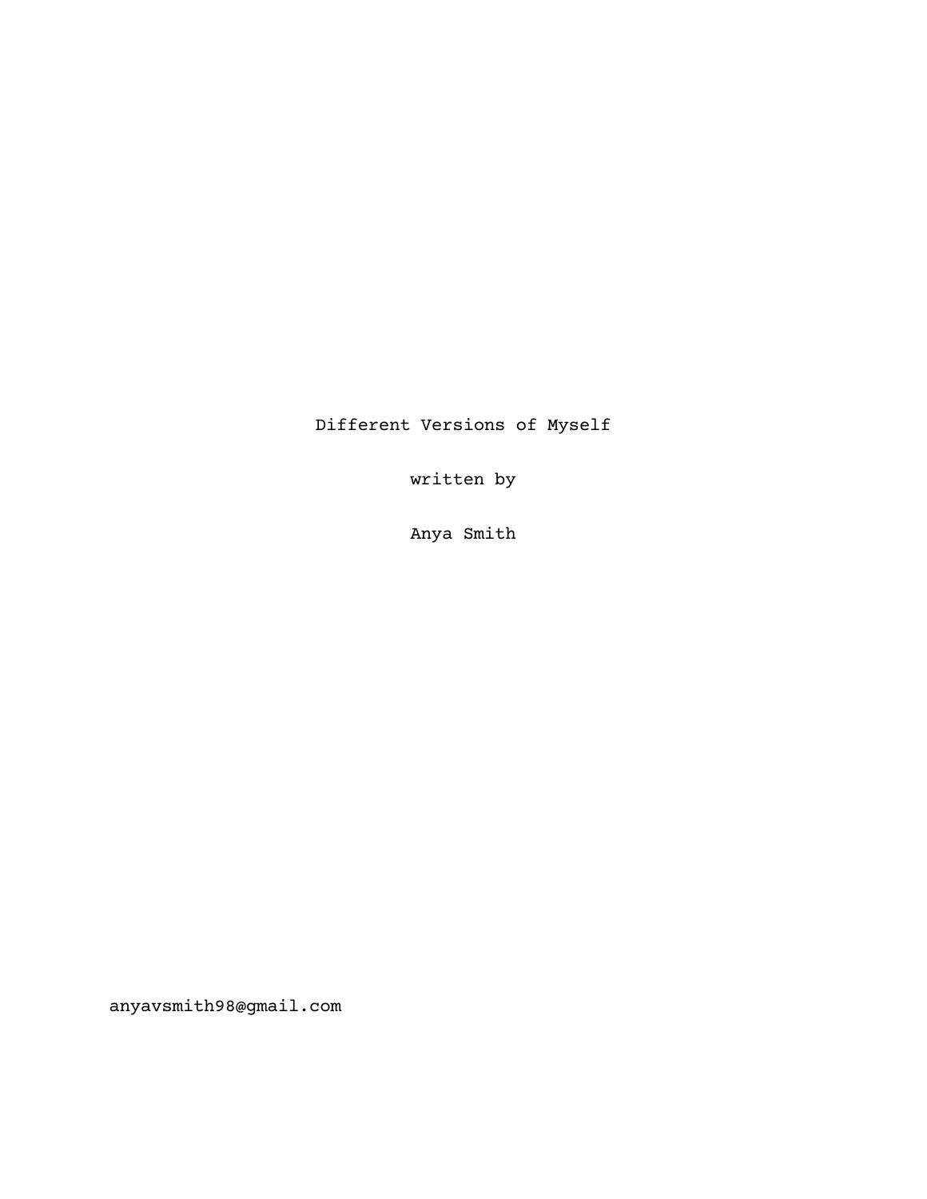Different Versions of Myself

written by

Anya Smith

anyavsmith98@gmail.com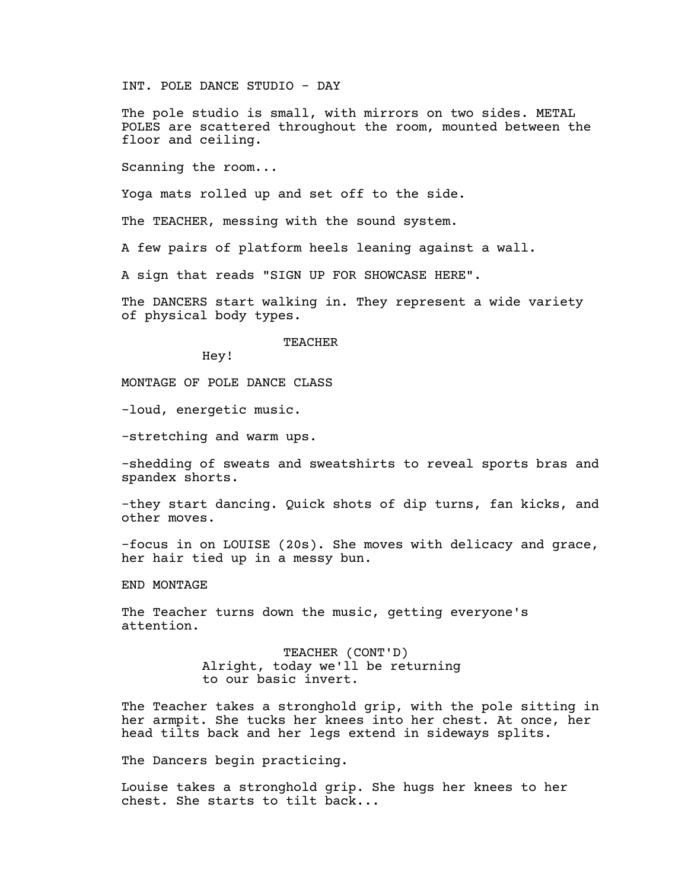INT. POLE DANCE STUDIO - DAY

The pole studio is small, with mirrors on two sides. METAL POLES are scattered throughout the room, mounted between the floor and ceiling.

Scanning the room...

Yoga mats rolled up and set off to the side.

The TEACHER, messing with the sound system.

A few pairs of platform heels leaning against a wall.

A sign that reads "SIGN UP FOR SHOWCASE HERE".

The DANCERS start walking in. They represent a wide variety of physical body types.

TEACHER

Hey!

MONTAGE OF POLE DANCE CLASS

-loud, energetic music.

-stretching and warm ups.

-shedding of sweats and sweatshirts to reveal sports bras and spandex shorts.

-they start dancing. Quick shots of dip turns, fan kicks, and other moves.

-focus in on LOUISE (20s). She moves with delicacy and grace, her hair tied up in a messy bun.

END MONTAGE

The Teacher turns down the music, getting everyone's attention.

TEACHER (CONT'D)

Alright, today we'll be returning to our basic invert.

The Teacher takes a stronghold grip, with the pole sitting in her armpit. She tucks her knees into her chest. At once, her head tilts back and her legs extend in sideways splits.

The Dancers begin practicing.

Louise takes a stronghold grip. She hugs her knees to her chest. She starts to tilt back...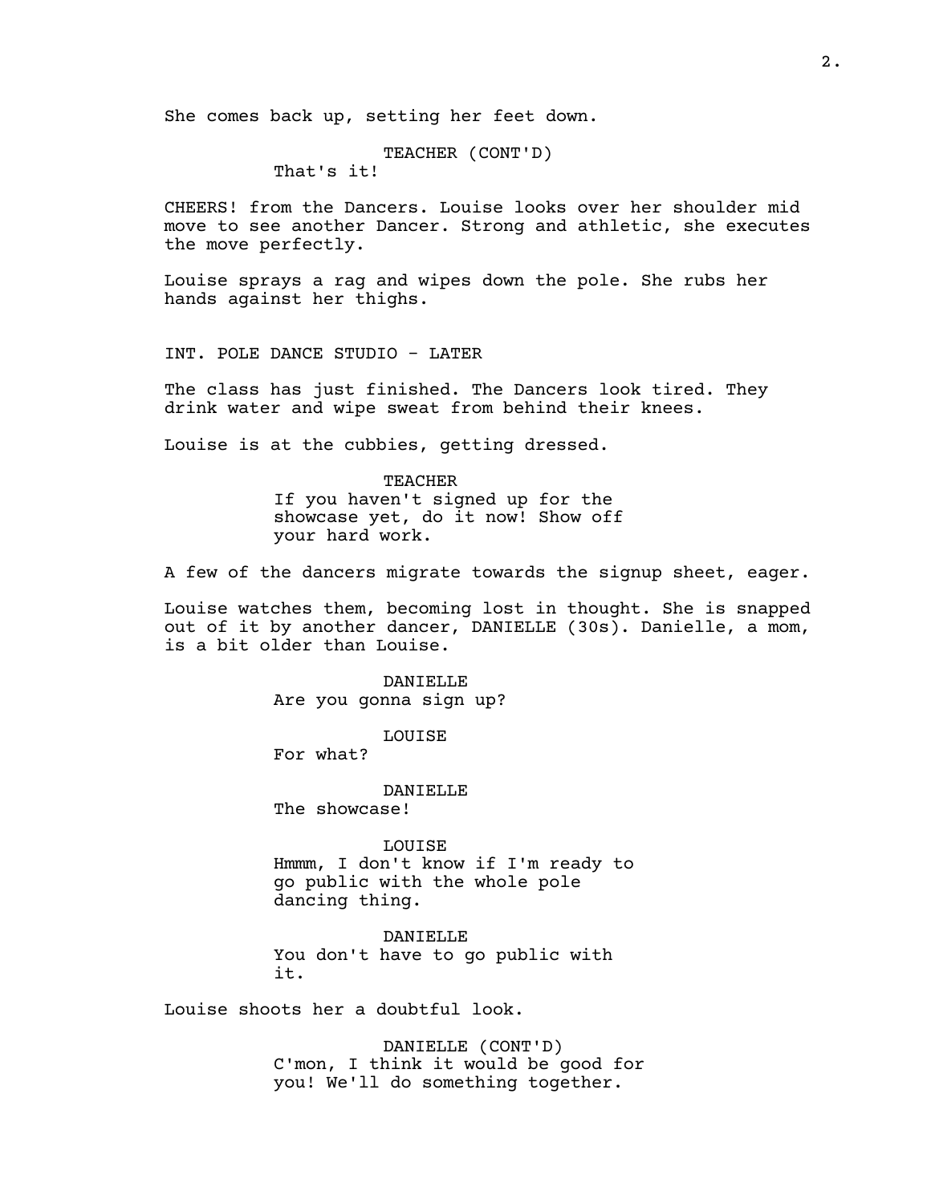She comes back up, setting her feet down.

TEACHER (CONT'D)
That's it!

CHEERS! from the Dancers. Louise looks over her shoulder mid move to see another Dancer. Strong and athletic, she executes the move perfectly.

Louise sprays a rag and wipes down the pole. She rubs her hands against her thighs.

INT. POLE DANCE STUDIO - LATER

The class has just finished. The Dancers look tired. They drink water and wipe sweat from behind their knees.

Louise is at the cubbies, getting dressed.

TEACHER
If you haven't signed up for the showcase yet, do it now! Show off your hard work.

A few of the dancers migrate towards the signup sheet, eager.

Louise watches them, becoming lost in thought. She is snapped out of it by another dancer, DANIELLE (30s). Danielle, a mom, is a bit older than Louise.

DANIELLE
Are you gonna sign up?

LOUISE
For what?

DANIELLE
The showcase!

LOUISE
Hmmm, I don't know if I'm ready to go public with the whole pole dancing thing.

DANIELLE
You don't have to go public with it.

Louise shoots her a doubtful look.

DANIELLE (CONT'D)
C'mon, I think it would be good for you! We'll do something together.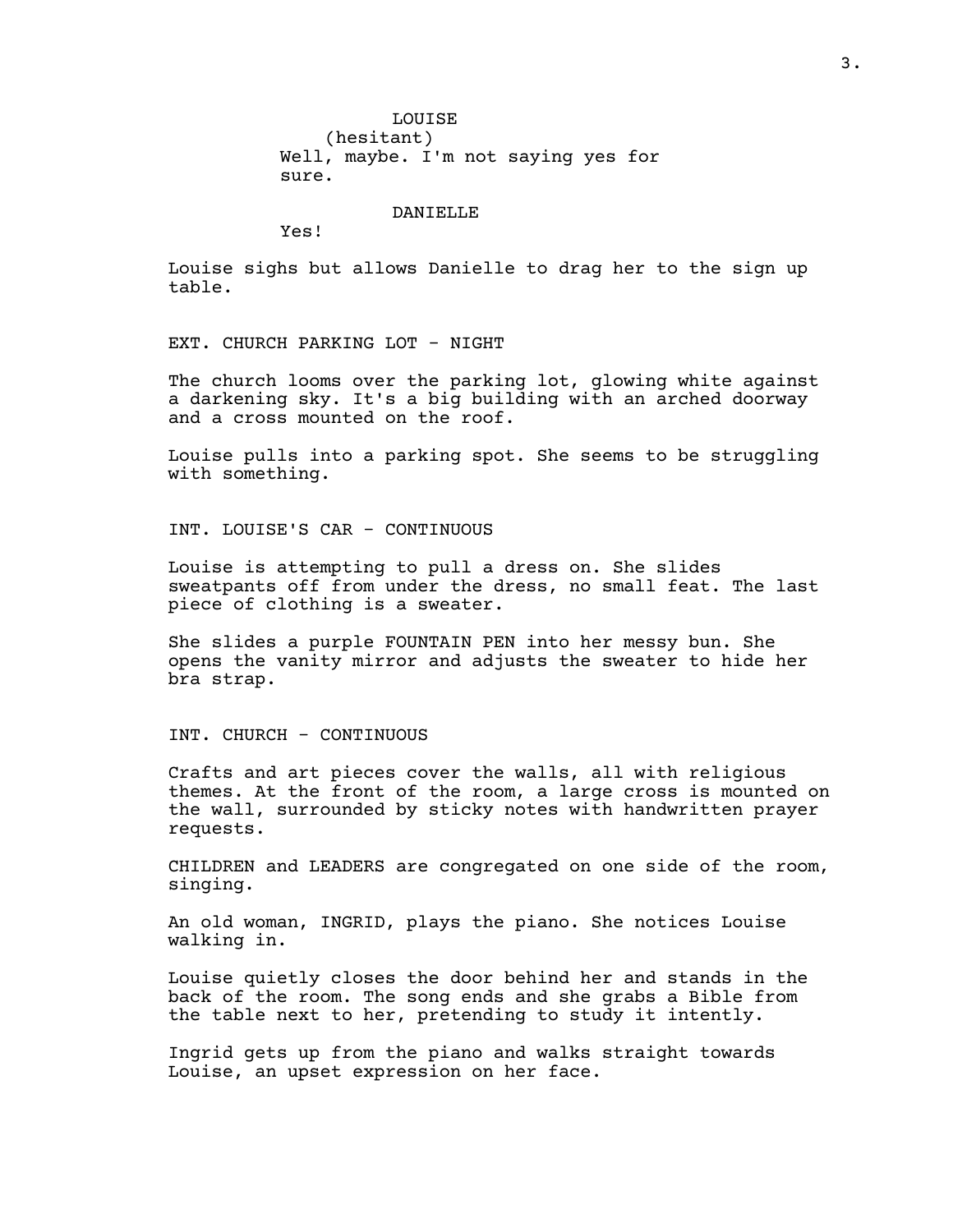LOUISE
(hesitant)
Well, maybe. I'm not saying yes for sure.

DANIELLE
Yes!

Louise sighs but allows Danielle to drag her to the sign up table.

EXT. CHURCH PARKING LOT - NIGHT

The church looms over the parking lot, glowing white against a darkening sky. It's a big building with an arched doorway and a cross mounted on the roof.

Louise pulls into a parking spot. She seems to be struggling with something.

INT. LOUISE'S CAR - CONTINUOUS

Louise is attempting to pull a dress on. She slides sweatpants off from under the dress, no small feat. The last piece of clothing is a sweater.

She slides a purple FOUNTAIN PEN into her messy bun. She opens the vanity mirror and adjusts the sweater to hide her bra strap.

INT. CHURCH - CONTINUOUS

Crafts and art pieces cover the walls, all with religious themes. At the front of the room, a large cross is mounted on the wall, surrounded by sticky notes with handwritten prayer requests.

CHILDREN and LEADERS are congregated on one side of the room, singing.

An old woman, INGRID, plays the piano. She notices Louise walking in.

Louise quietly closes the door behind her and stands in the back of the room. The song ends and she grabs a Bible from the table next to her, pretending to study it intently.

Ingrid gets up from the piano and walks straight towards Louise, an upset expression on her face.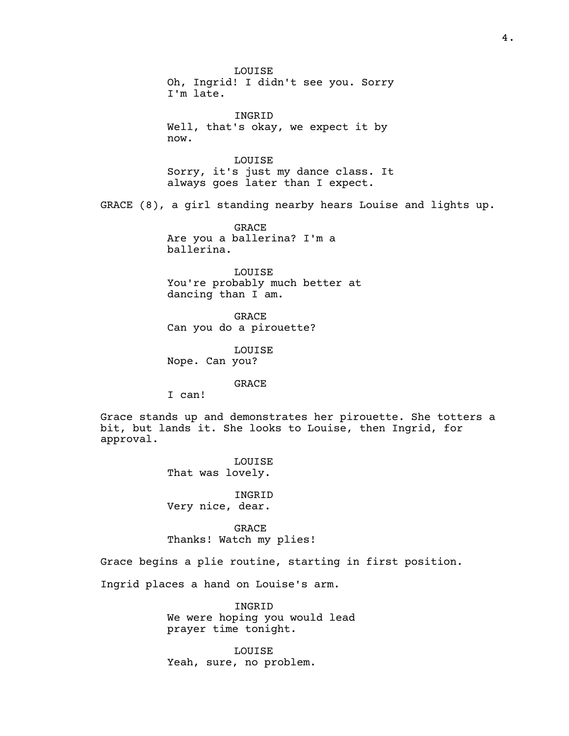LOUISE
Oh, Ingrid! I didn't see you. Sorry I'm late.

INGRID
Well, that's okay, we expect it by now.

LOUISE
Sorry, it's just my dance class. It always goes later than I expect.

GRACE (8), a girl standing nearby hears Louise and lights up.

GRACE
Are you a ballerina? I'm a ballerina.

LOUISE
You're probably much better at dancing than I am.

GRACE
Can you do a pirouette?

LOUISE
Nope. Can you?

GRACE
I can!

Grace stands up and demonstrates her pirouette. She totters a bit, but lands it. She looks to Louise, then Ingrid, for approval.

LOUISE
That was lovely.

INGRID
Very nice, dear.

GRACE
Thanks! Watch my plies!

Grace begins a plie routine, starting in first position.

Ingrid places a hand on Louise's arm.

INGRID
We were hoping you would lead prayer time tonight.

LOUISE
Yeah, sure, no problem.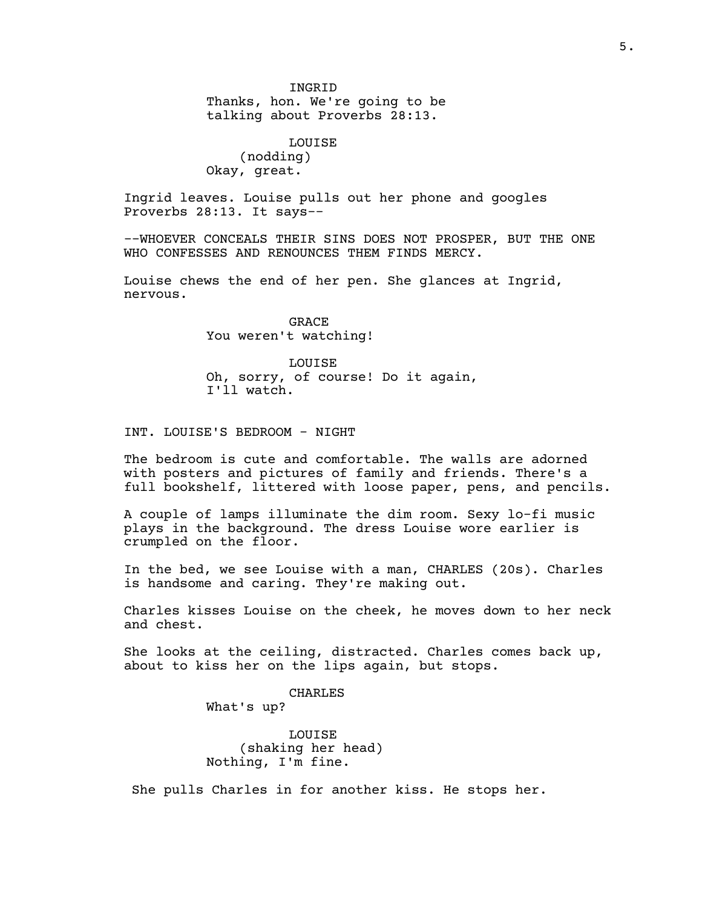INGRID
Thanks, hon. We're going to be talking about Proverbs 28:13.

LOUISE
(nodding)
Okay, great.

Ingrid leaves. Louise pulls out her phone and googles Proverbs 28:13. It says--

--WHOEVER CONCEALS THEIR SINS DOES NOT PROSPER, BUT THE ONE WHO CONFESSES AND RENOUNCES THEM FINDS MERCY.

Louise chews the end of her pen. She glances at Ingrid, nervous.

GRACE
You weren't watching!

LOUISE
Oh, sorry, of course! Do it again, I'll watch.

INT. LOUISE'S BEDROOM - NIGHT

The bedroom is cute and comfortable. The walls are adorned with posters and pictures of family and friends. There's a full bookshelf, littered with loose paper, pens, and pencils.

A couple of lamps illuminate the dim room. Sexy lo-fi music plays in the background. The dress Louise wore earlier is crumpled on the floor.

In the bed, we see Louise with a man, CHARLES (20s). Charles is handsome and caring. They're making out.

Charles kisses Louise on the cheek, he moves down to her neck and chest.

She looks at the ceiling, distracted. Charles comes back up, about to kiss her on the lips again, but stops.

CHARLES
What's up?

LOUISE
(shaking her head)
Nothing, I'm fine.

She pulls Charles in for another kiss. He stops her.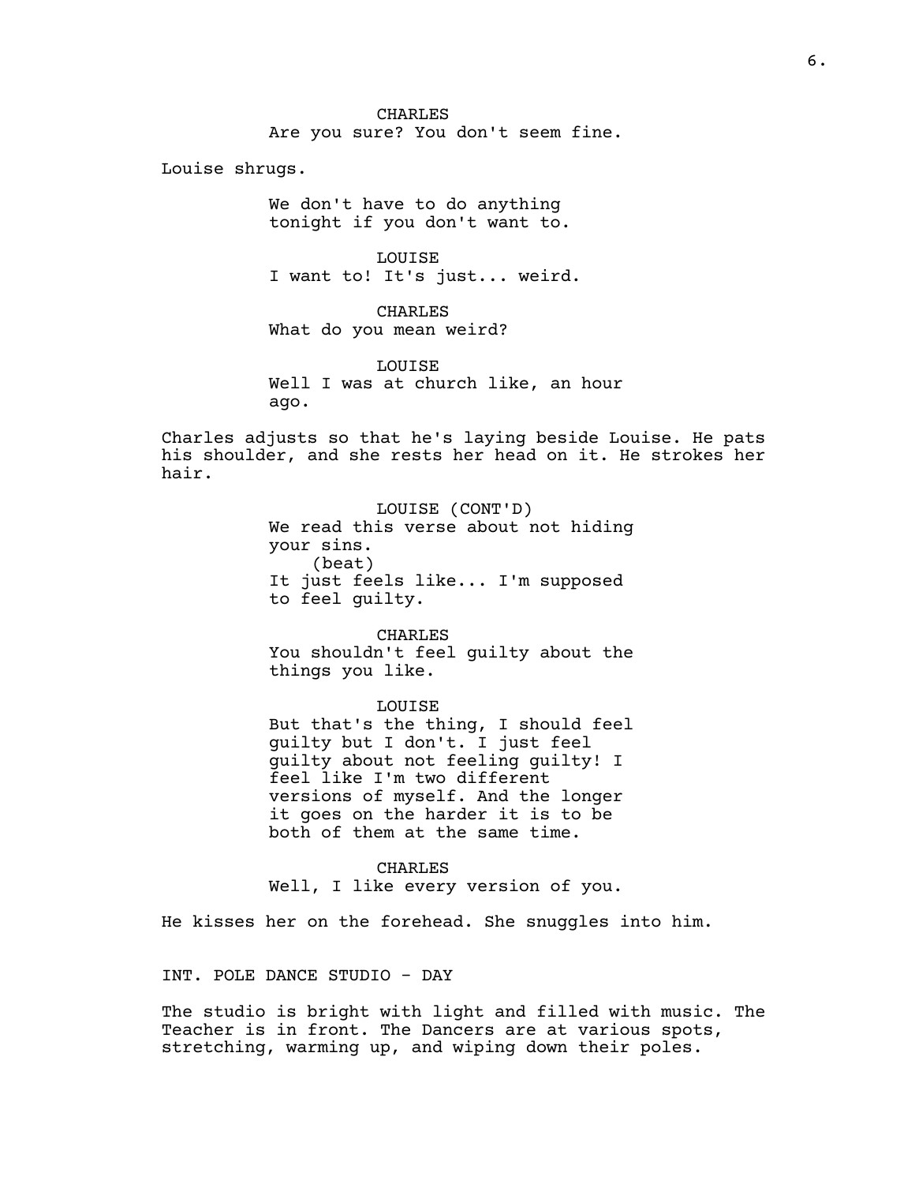CHARLES
Are you sure? You don't seem fine.

Louise shrugs.

We don't have to do anything
tonight if you don't want to.

LOUISE
I want to! It's just... weird.

CHARLES
What do you mean weird?

LOUISE
Well I was at church like, an hour
ago.

Charles adjusts so that he's laying beside Louise. He pats his shoulder, and she rests her head on it. He strokes her hair.

LOUISE (CONT'D)
We read this verse about not hiding
your sins.
(beat)
It just feels like... I'm supposed
to feel guilty.

CHARLES
You shouldn't feel guilty about the
things you like.

LOUISE
But that's the thing, I should feel
guilty but I don't. I just feel
guilty about not feeling guilty! I
feel like I'm two different
versions of myself. And the longer
it goes on the harder it is to be
both of them at the same time.

CHARLES
Well, I like every version of you.

He kisses her on the forehead. She snuggles into him.

INT. POLE DANCE STUDIO - DAY

The studio is bright with light and filled with music. The Teacher is in front. The Dancers are at various spots, stretching, warming up, and wiping down their poles.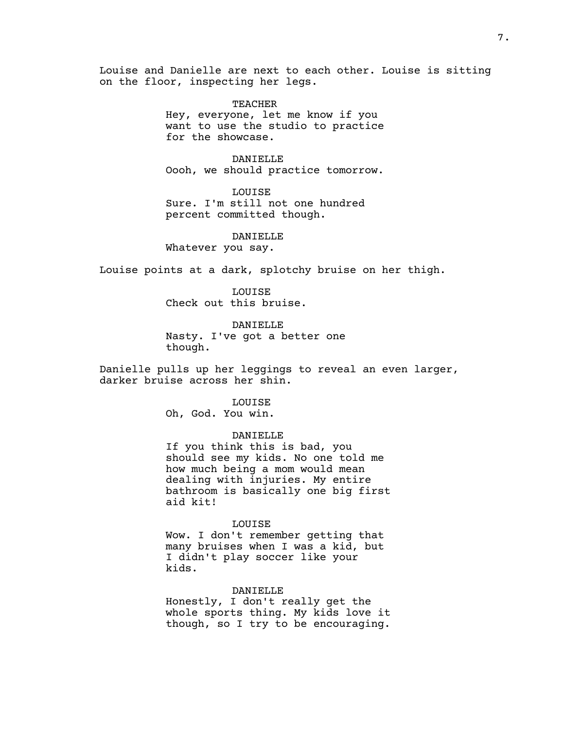Louise and Danielle are next to each other. Louise is sitting on the floor, inspecting her legs.

TEACHER
Hey, everyone, let me know if you want to use the studio to practice for the showcase.

DANIELLE
Oooh, we should practice tomorrow.

LOUISE
Sure. I'm still not one hundred percent committed though.

DANIELLE
Whatever you say.

Louise points at a dark, splotchy bruise on her thigh.

LOUISE
Check out this bruise.

DANIELLE
Nasty. I've got a better one though.

Danielle pulls up her leggings to reveal an even larger, darker bruise across her shin.

LOUISE
Oh, God. You win.

DANIELLE
If you think this is bad, you should see my kids. No one told me how much being a mom would mean dealing with injuries. My entire bathroom is basically one big first aid kit!

LOUISE
Wow. I don't remember getting that many bruises when I was a kid, but I didn't play soccer like your kids.

DANIELLE
Honestly, I don't really get the whole sports thing. My kids love it though, so I try to be encouraging.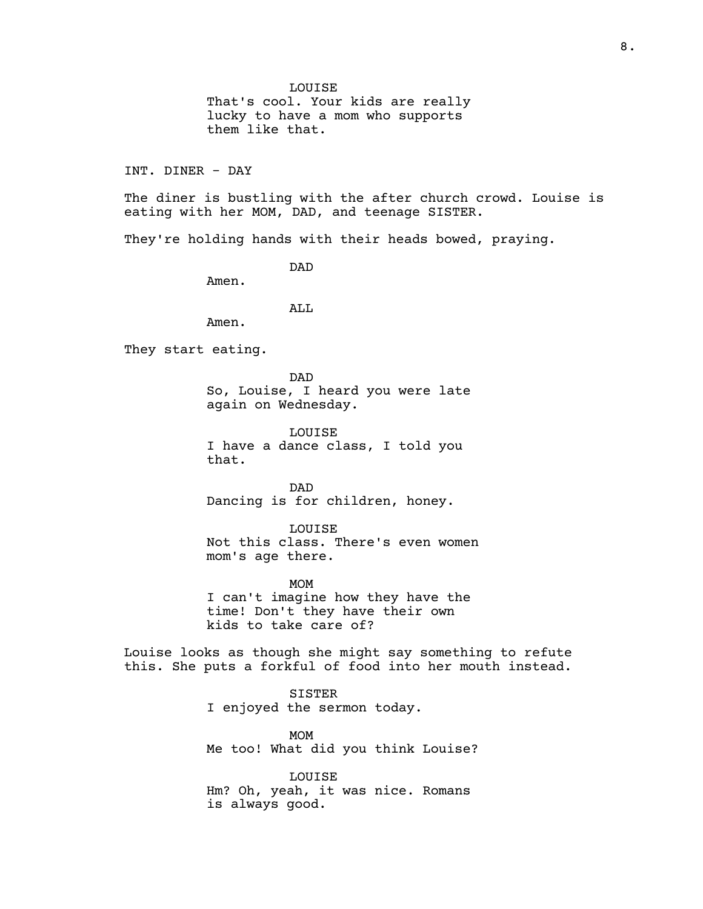LOUISE
That's cool. Your kids are really lucky to have a mom who supports them like that.

INT. DINER - DAY

The diner is bustling with the after church crowd. Louise is eating with her MOM, DAD, and teenage SISTER.

They're holding hands with their heads bowed, praying.

DAD
Amen.

ALL
Amen.

They start eating.

DAD
So, Louise, I heard you were late again on Wednesday.

LOUISE
I have a dance class, I told you that.

DAD
Dancing is for children, honey.

LOUISE
Not this class. There's even women mom's age there.

MOM
I can't imagine how they have the time! Don't they have their own kids to take care of?

Louise looks as though she might say something to refute this. She puts a forkful of food into her mouth instead.

SISTER
I enjoyed the sermon today.

MOM
Me too! What did you think Louise?

LOUISE
Hm? Oh, yeah, it was nice. Romans is always good.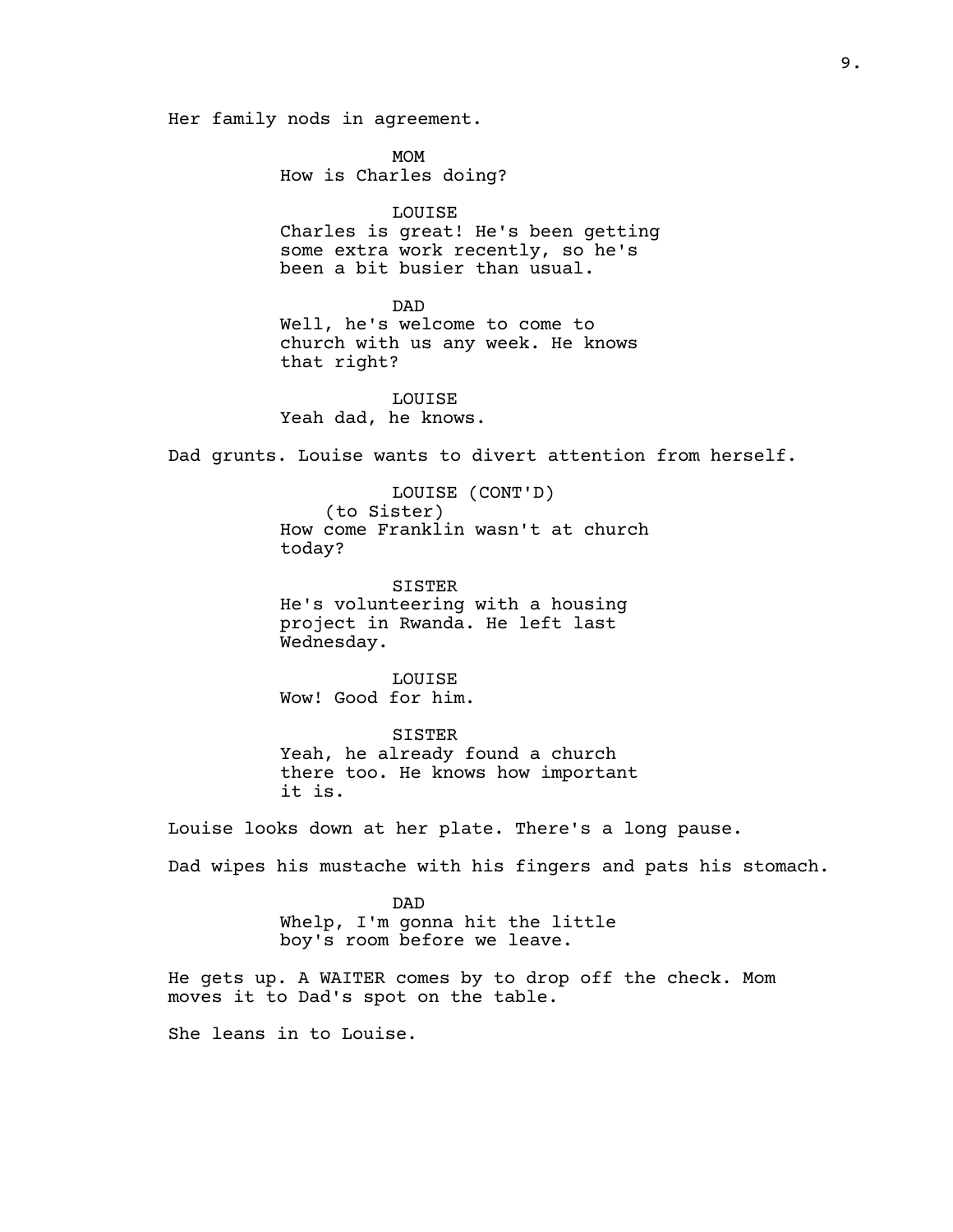Her family nods in agreement.

MOM
How is Charles doing?

LOUISE
Charles is great! He's been getting some extra work recently, so he's been a bit busier than usual.

DAD
Well, he's welcome to come to church with us any week. He knows that right?

LOUISE
Yeah dad, he knows.

Dad grunts. Louise wants to divert attention from herself.

LOUISE (CONT'D)
(to Sister)
How come Franklin wasn't at church today?

SISTER
He's volunteering with a housing project in Rwanda. He left last Wednesday.

LOUISE
Wow! Good for him.

SISTER
Yeah, he already found a church there too. He knows how important it is.

Louise looks down at her plate. There's a long pause.

Dad wipes his mustache with his fingers and pats his stomach.

DAD
Whelp, I'm gonna hit the little boy's room before we leave.

He gets up. A WAITER comes by to drop off the check. Mom moves it to Dad's spot on the table.

She leans in to Louise.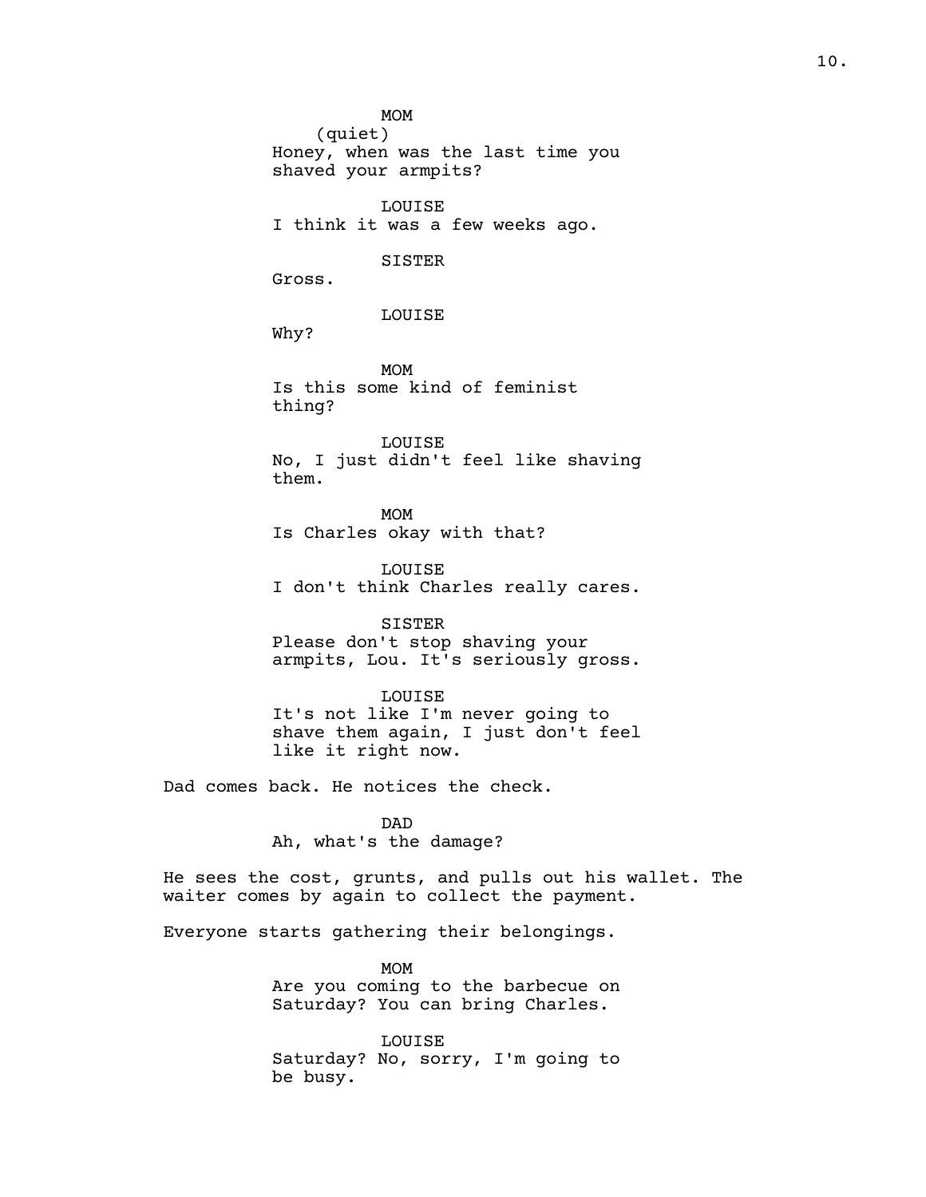MOM
(quiet)
Honey, when was the last time you shaved your armpits?

LOUISE
I think it was a few weeks ago.

SISTER
Gross.

LOUISE
Why?

MOM
Is this some kind of feminist thing?

LOUISE
No, I just didn't feel like shaving them.

MOM
Is Charles okay with that?

LOUISE
I don't think Charles really cares.

SISTER
Please don't stop shaving your armpits, Lou. It's seriously gross.

LOUISE
It's not like I'm never going to shave them again, I just don't feel like it right now.

Dad comes back. He notices the check.

DAD
Ah, what's the damage?

He sees the cost, grunts, and pulls out his wallet. The waiter comes by again to collect the payment.

Everyone starts gathering their belongings.

MOM
Are you coming to the barbecue on Saturday? You can bring Charles.

LOUISE
Saturday? No, sorry, I'm going to be busy.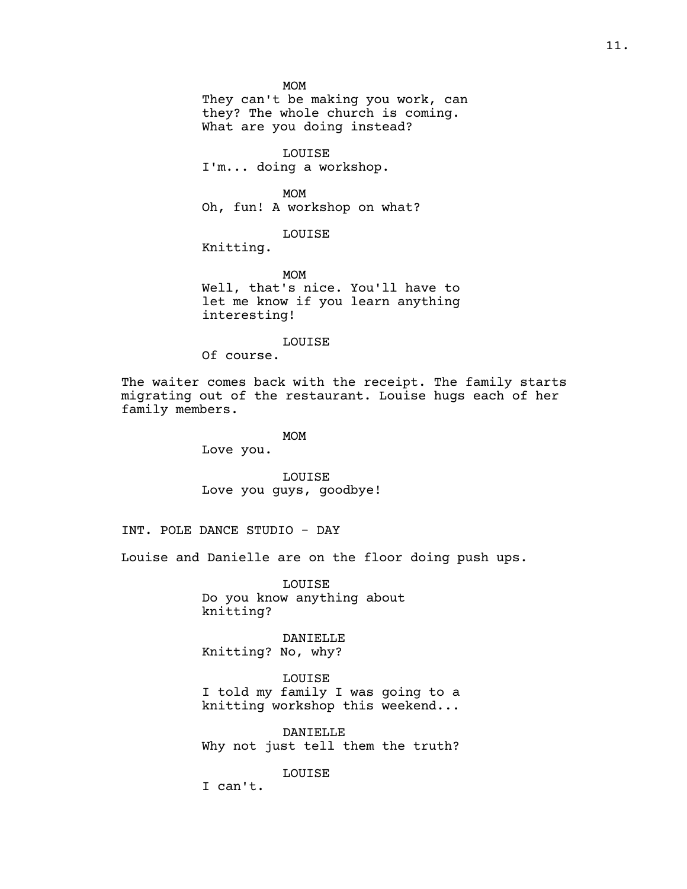MOM
They can't be making you work, can they? The whole church is coming. What are you doing instead?

LOUISE
I'm... doing a workshop.

MOM
Oh, fun! A workshop on what?

LOUISE
Knitting.

MOM
Well, that's nice. You'll have to let me know if you learn anything interesting!

LOUISE
Of course.

The waiter comes back with the receipt. The family starts migrating out of the restaurant. Louise hugs each of her family members.

MOM
Love you.

LOUISE
Love you guys, goodbye!

INT. POLE DANCE STUDIO - DAY

Louise and Danielle are on the floor doing push ups.

LOUISE
Do you know anything about knitting?

DANIELLE
Knitting? No, why?

LOUISE
I told my family I was going to a knitting workshop this weekend...

DANIELLE
Why not just tell them the truth?

LOUISE
I can't.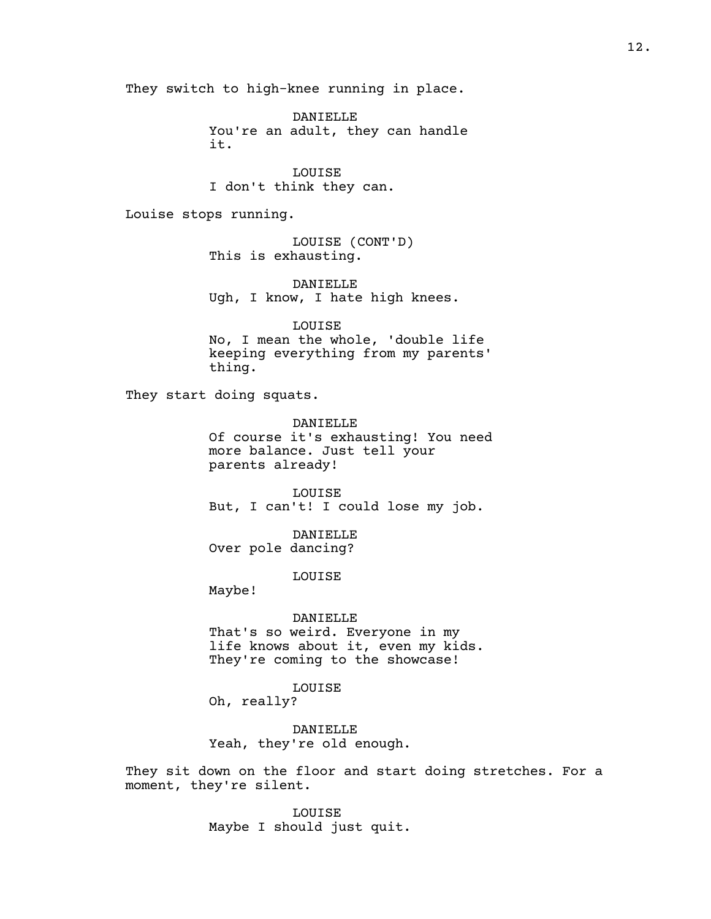They switch to high-knee running in place.

DANIELLE
You're an adult, they can handle it.

LOUISE
I don't think they can.

Louise stops running.

LOUISE (CONT'D)
This is exhausting.

DANIELLE
Ugh, I know, I hate high knees.

LOUISE
No, I mean the whole, 'double life keeping everything from my parents' thing.

They start doing squats.

DANIELLE
Of course it's exhausting! You need more balance. Just tell your parents already!

LOUISE
But, I can't! I could lose my job.

DANIELLE
Over pole dancing?

LOUISE
Maybe!

DANIELLE
That's so weird. Everyone in my life knows about it, even my kids. They're coming to the showcase!

LOUISE
Oh, really?

DANIELLE
Yeah, they're old enough.

They sit down on the floor and start doing stretches. For a moment, they're silent.

LOUISE
Maybe I should just quit.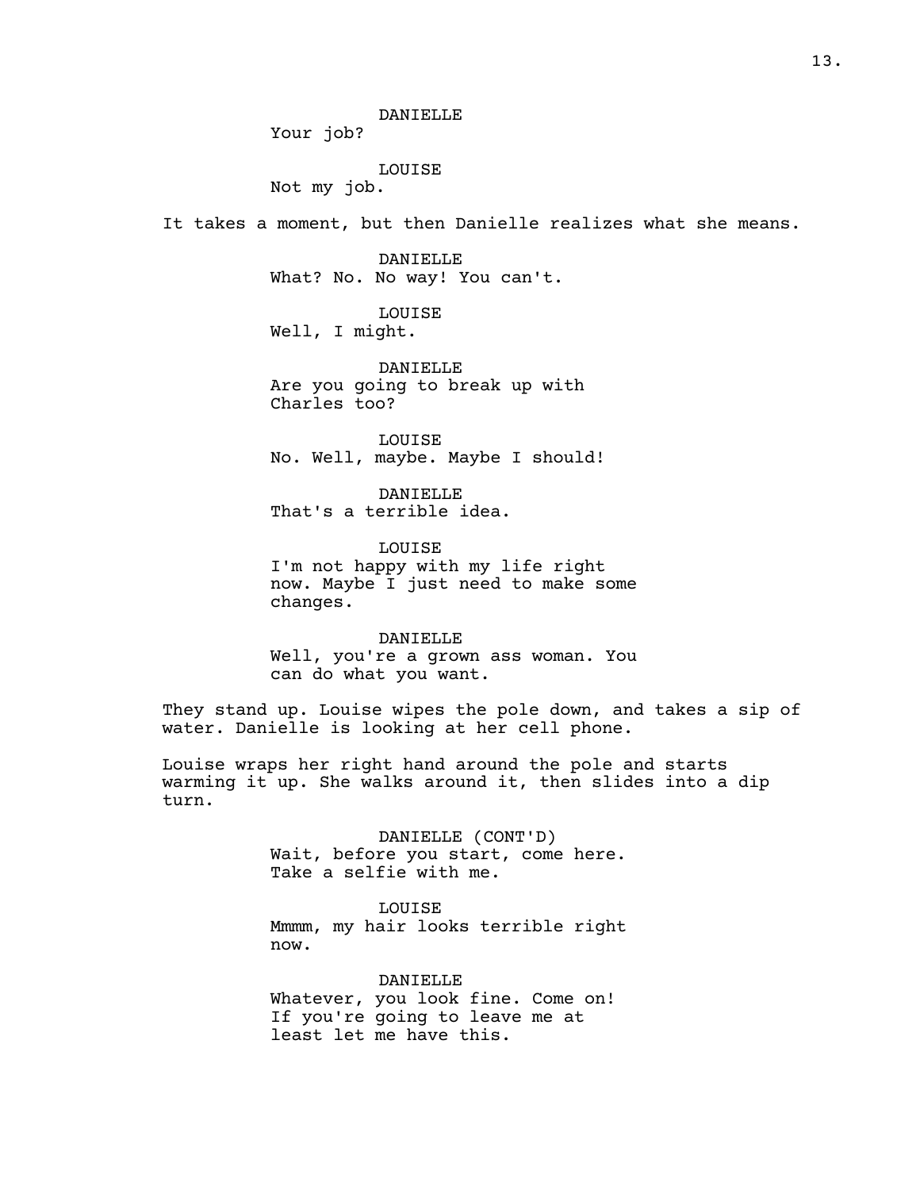DANIELLE
Your job?

LOUISE
Not my job.

It takes a moment, but then Danielle realizes what she means.

DANIELLE
What? No. No way! You can't.

LOUISE
Well, I might.

DANIELLE
Are you going to break up with Charles too?

LOUISE
No. Well, maybe. Maybe I should!

DANIELLE
That's a terrible idea.

LOUISE
I'm not happy with my life right now. Maybe I just need to make some changes.

DANIELLE
Well, you're a grown ass woman. You can do what you want.

They stand up. Louise wipes the pole down, and takes a sip of water. Danielle is looking at her cell phone.

Louise wraps her right hand around the pole and starts warming it up. She walks around it, then slides into a dip turn.

DANIELLE (CONT'D)
Wait, before you start, come here. Take a selfie with me.

LOUISE
Mmmm, my hair looks terrible right now.

DANIELLE
Whatever, you look fine. Come on! If you're going to leave me at least let me have this.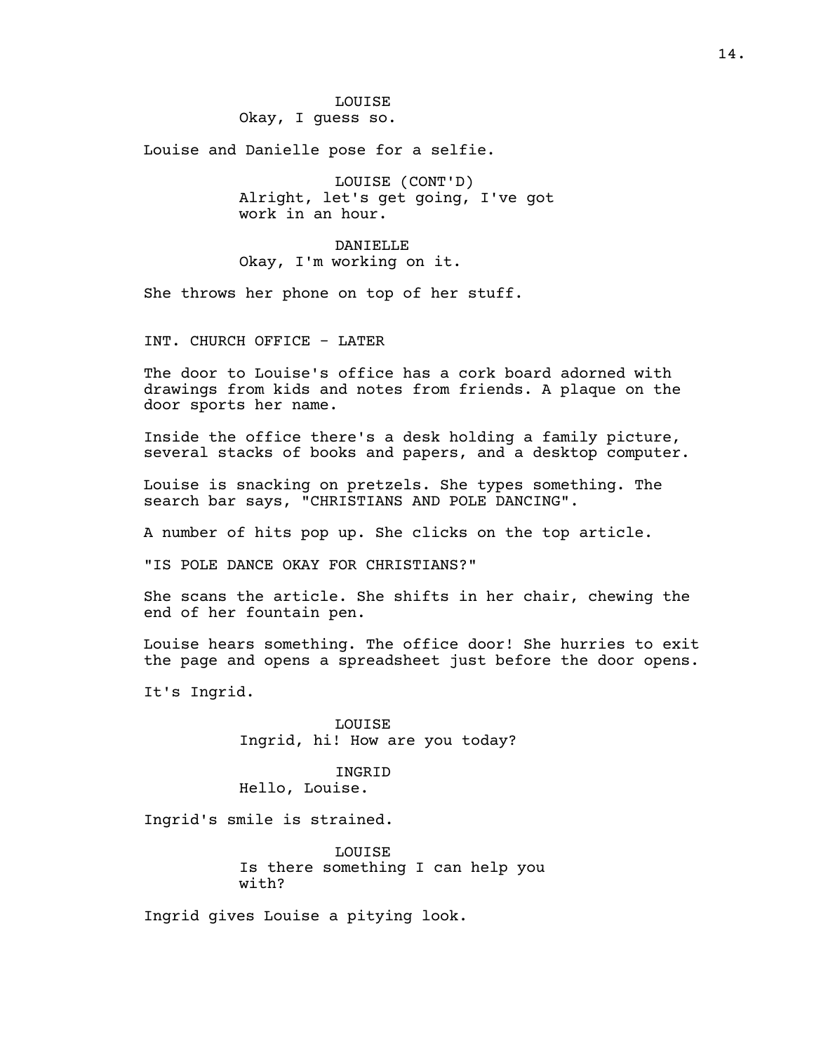LOUISE
Okay, I guess so.

Louise and Danielle pose for a selfie.

LOUISE (CONT'D)
Alright, let's get going, I've got work in an hour.

DANIELLE
Okay, I'm working on it.

She throws her phone on top of her stuff.

INT. CHURCH OFFICE - LATER

The door to Louise's office has a cork board adorned with drawings from kids and notes from friends. A plaque on the door sports her name.

Inside the office there's a desk holding a family picture, several stacks of books and papers, and a desktop computer.

Louise is snacking on pretzels. She types something. The search bar says, "CHRISTIANS AND POLE DANCING".

A number of hits pop up. She clicks on the top article.

"IS POLE DANCE OKAY FOR CHRISTIANS?"

She scans the article. She shifts in her chair, chewing the end of her fountain pen.

Louise hears something. The office door! She hurries to exit the page and opens a spreadsheet just before the door opens.

It's Ingrid.

LOUISE
Ingrid, hi! How are you today?

INGRID
Hello, Louise.

Ingrid's smile is strained.

LOUISE
Is there something I can help you with?

Ingrid gives Louise a pitying look.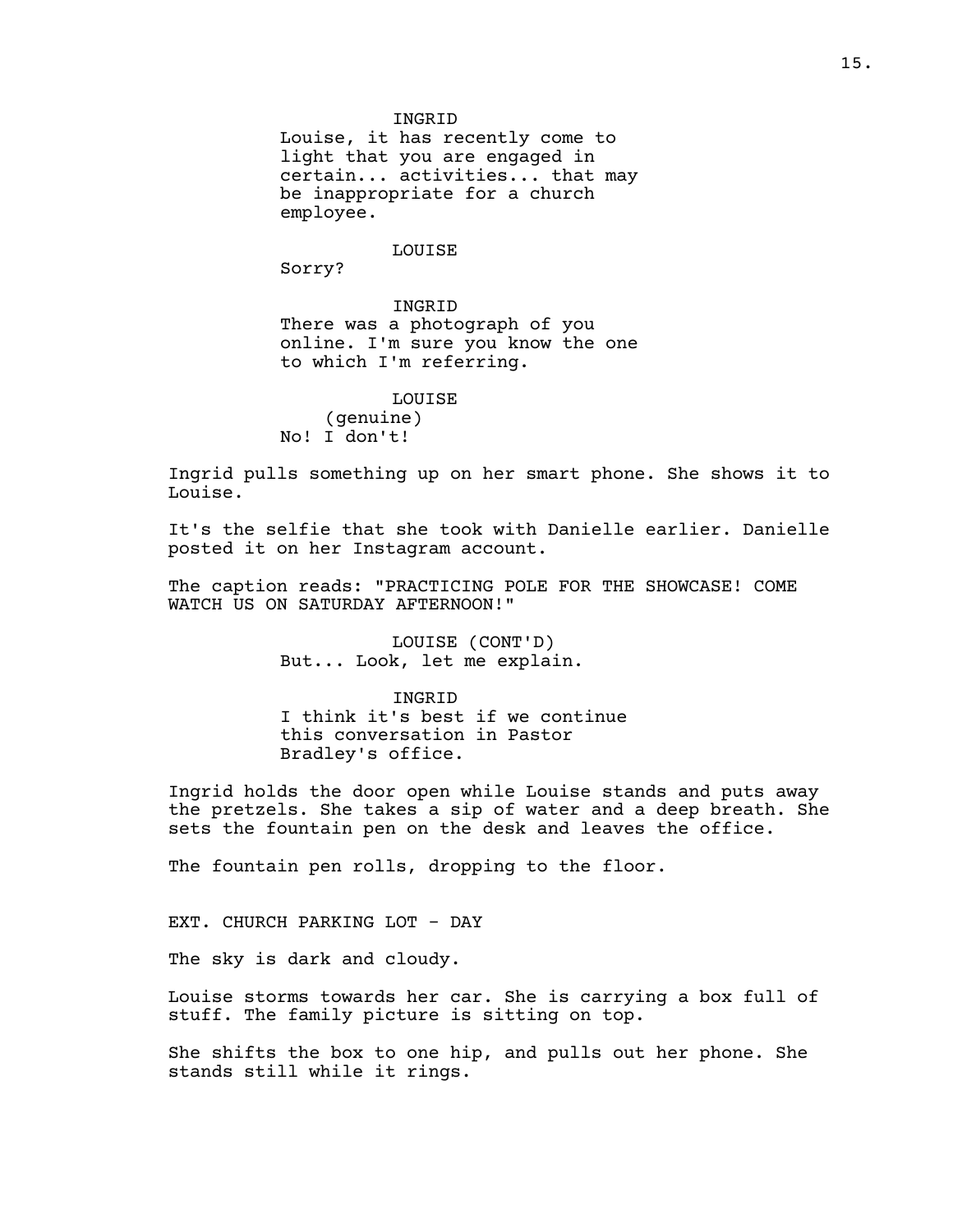INGRID
Louise, it has recently come to light that you are engaged in certain... activities... that may be inappropriate for a church employee.

LOUISE
Sorry?

INGRID
There was a photograph of you online. I'm sure you know the one to which I'm referring.

LOUISE
(genuine)
No! I don't!

Ingrid pulls something up on her smart phone. She shows it to Louise.

It's the selfie that she took with Danielle earlier. Danielle posted it on her Instagram account.

The caption reads: "PRACTICING POLE FOR THE SHOWCASE! COME WATCH US ON SATURDAY AFTERNOON!"

LOUISE (CONT'D)
But... Look, let me explain.

INGRID
I think it's best if we continue this conversation in Pastor Bradley's office.

Ingrid holds the door open while Louise stands and puts away the pretzels. She takes a sip of water and a deep breath. She sets the fountain pen on the desk and leaves the office.

The fountain pen rolls, dropping to the floor.

EXT. CHURCH PARKING LOT - DAY

The sky is dark and cloudy.

Louise storms towards her car. She is carrying a box full of stuff. The family picture is sitting on top.

She shifts the box to one hip, and pulls out her phone. She stands still while it rings.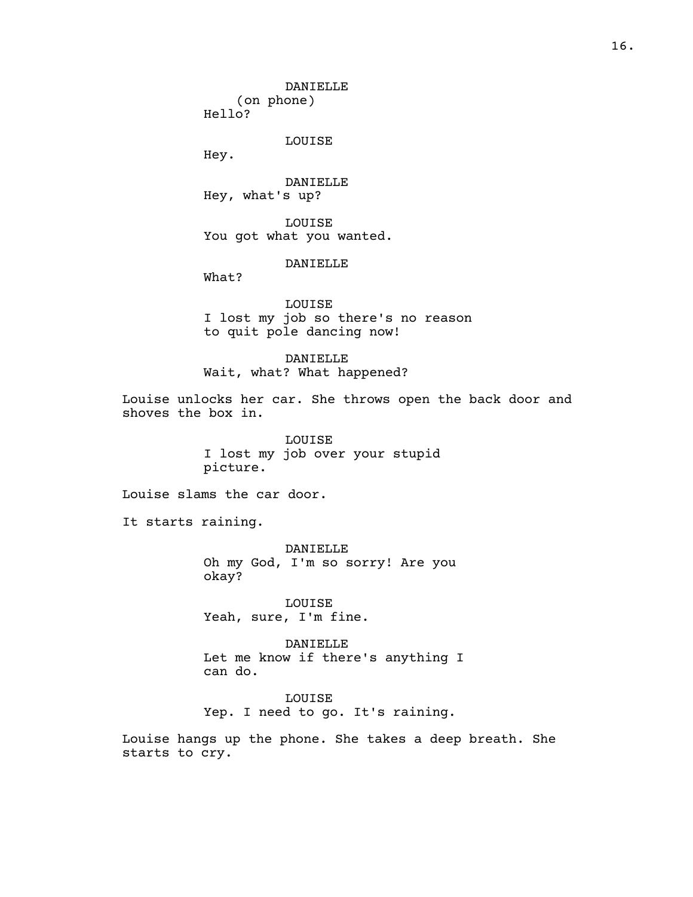DANIELLE
(on phone)
Hello?

LOUISE
Hey.

DANIELLE
Hey, what's up?

LOUISE
You got what you wanted.

DANIELLE
What?

LOUISE
I lost my job so there's no reason to quit pole dancing now!

DANIELLE
Wait, what? What happened?

Louise unlocks her car. She throws open the back door and shoves the box in.

LOUISE
I lost my job over your stupid picture.

Louise slams the car door.

It starts raining.

DANIELLE
Oh my God, I'm so sorry! Are you okay?

LOUISE
Yeah, sure, I'm fine.

DANIELLE
Let me know if there's anything I can do.

LOUISE
Yep. I need to go. It's raining.

Louise hangs up the phone. She takes a deep breath. She starts to cry.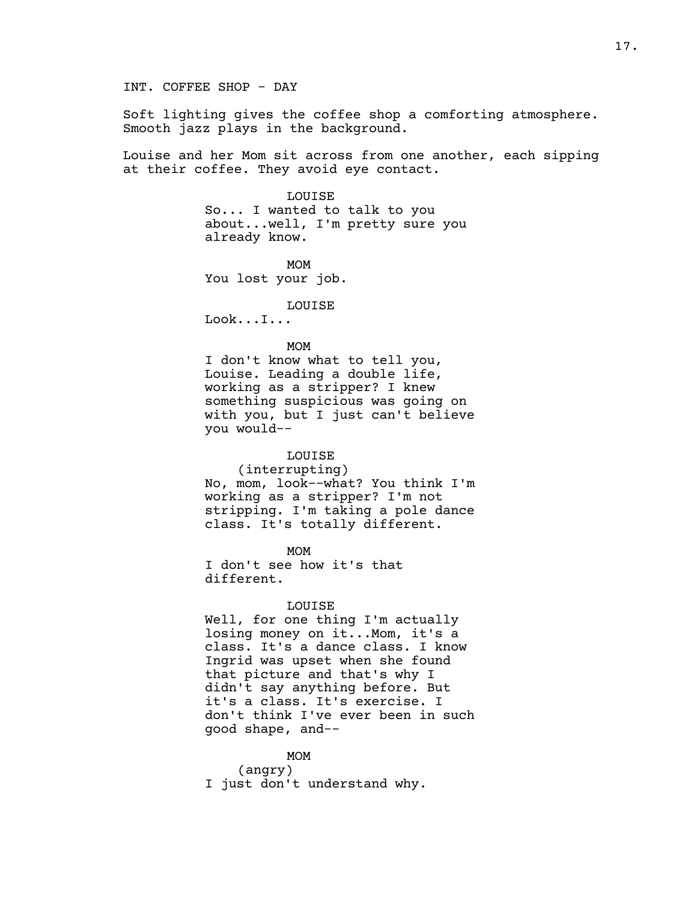INT. COFFEE SHOP - DAY

Soft lighting gives the coffee shop a comforting atmosphere. Smooth jazz plays in the background.

Louise and her Mom sit across from one another, each sipping at their coffee. They avoid eye contact.

LOUISE
So... I wanted to talk to you about...well, I'm pretty sure you already know.

MOM
You lost your job.

LOUISE
Look...I...

MOM
I don't know what to tell you, Louise. Leading a double life, working as a stripper? I knew something suspicious was going on with you, but I just can't believe you would--

LOUISE
(interrupting)
No, mom, look--what? You think I'm working as a stripper? I'm not stripping. I'm taking a pole dance class. It's totally different.

MOM
I don't see how it's that different.

LOUISE
Well, for one thing I'm actually losing money on it...Mom, it's a class. It's a dance class. I know Ingrid was upset when she found that picture and that's why I didn't say anything before. But it's a class. It's exercise. I don't think I've ever been in such good shape, and--

MOM
(angry)
I just don't understand why.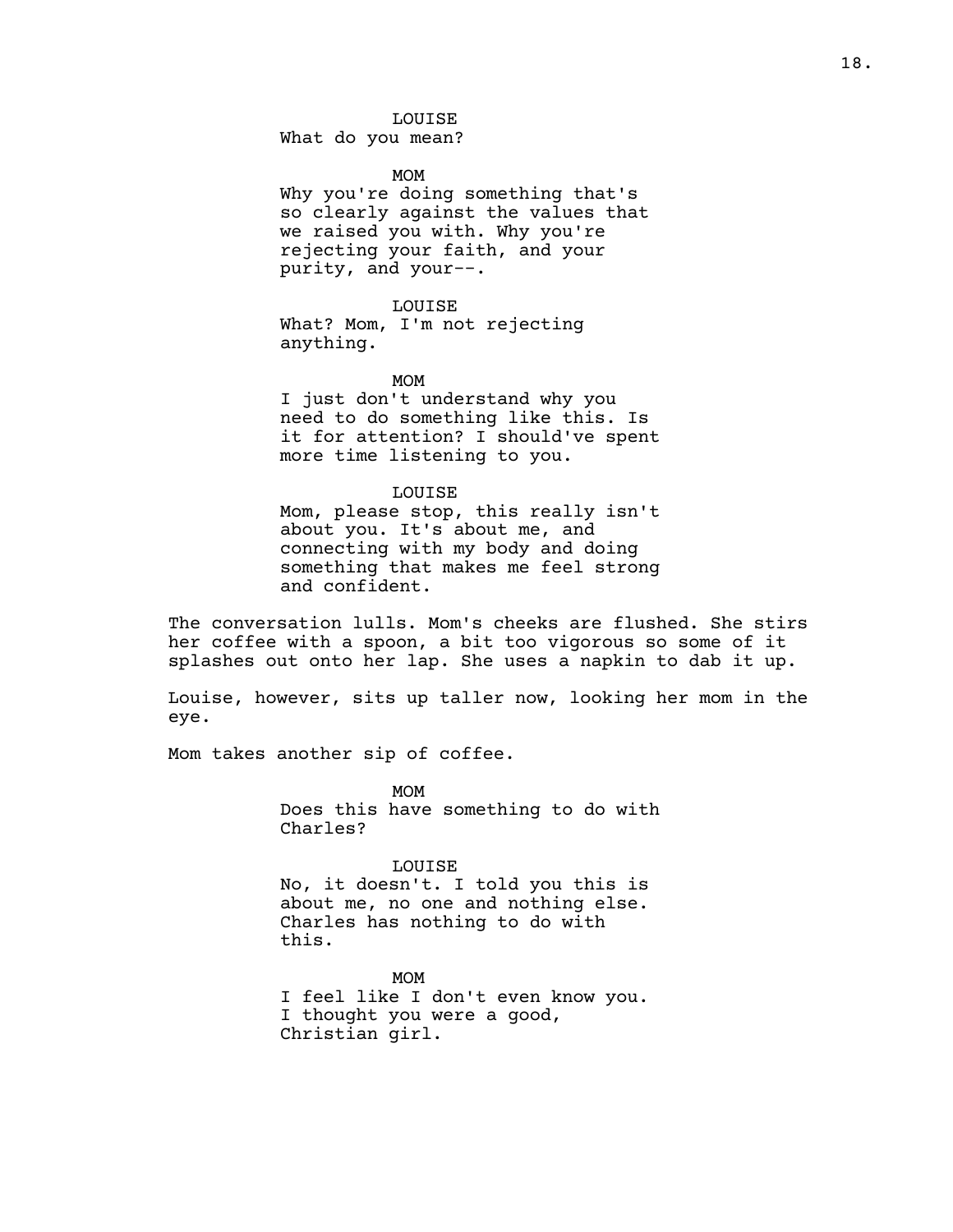LOUISE
What do you mean?

MOM
Why you're doing something that's so clearly against the values that we raised you with. Why you're rejecting your faith, and your purity, and your--.

LOUISE
What? Mom, I'm not rejecting anything.

MOM
I just don't understand why you need to do something like this. Is it for attention? I should've spent more time listening to you.

LOUISE
Mom, please stop, this really isn't about you. It's about me, and connecting with my body and doing something that makes me feel strong and confident.

The conversation lulls. Mom's cheeks are flushed. She stirs her coffee with a spoon, a bit too vigorous so some of it splashes out onto her lap. She uses a napkin to dab it up.

Louise, however, sits up taller now, looking her mom in the eye.

Mom takes another sip of coffee.

MOM
Does this have something to do with Charles?

LOUISE
No, it doesn't. I told you this is about me, no one and nothing else. Charles has nothing to do with this.

MOM
I feel like I don't even know you. I thought you were a good, Christian girl.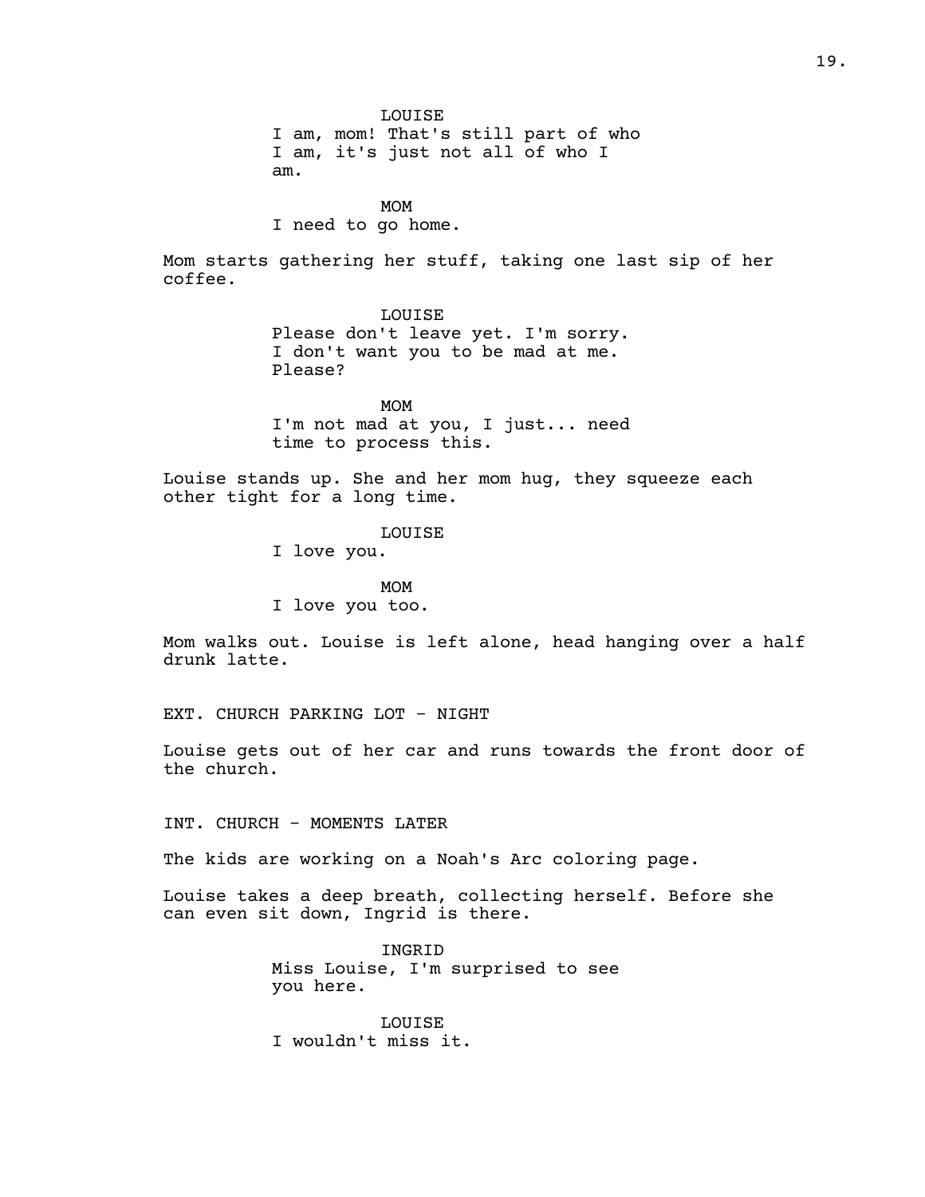LOUISE
I am, mom! That's still part of who I am, it's just not all of who I am.

MOM
I need to go home.

Mom starts gathering her stuff, taking one last sip of her coffee.

LOUISE
Please don't leave yet. I'm sorry. I don't want you to be mad at me. Please?

MOM
I'm not mad at you, I just... need time to process this.

Louise stands up. She and her mom hug, they squeeze each other tight for a long time.

LOUISE
I love you.

MOM
I love you too.

Mom walks out. Louise is left alone, head hanging over a half drunk latte.

EXT. CHURCH PARKING LOT - NIGHT

Louise gets out of her car and runs towards the front door of the church.

INT. CHURCH - MOMENTS LATER

The kids are working on a Noah's Arc coloring page.

Louise takes a deep breath, collecting herself. Before she can even sit down, Ingrid is there.

INGRID
Miss Louise, I'm surprised to see you here.

LOUISE
I wouldn't miss it.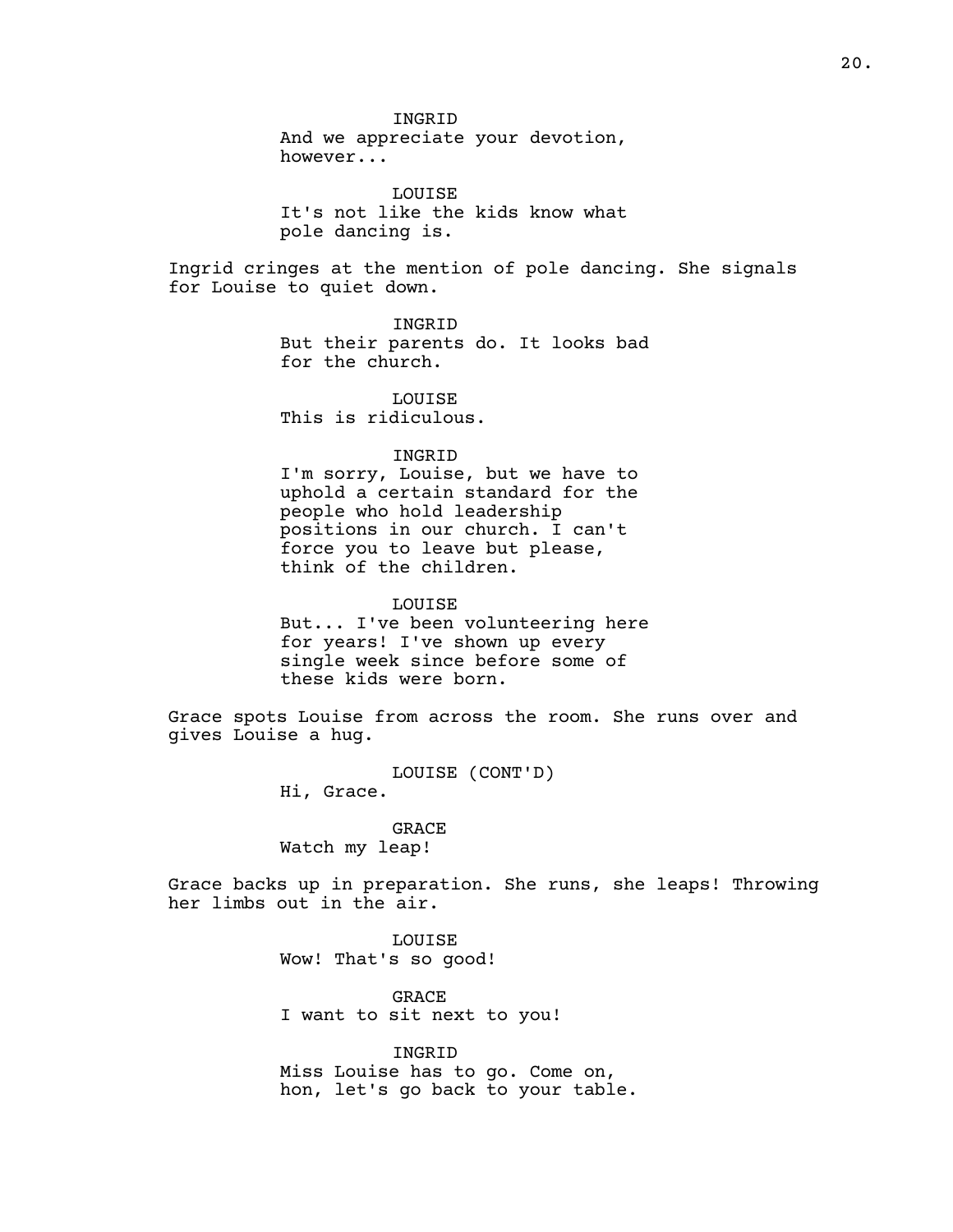INGRID
And we appreciate your devotion, however...

LOUISE
It's not like the kids know what pole dancing is.

Ingrid cringes at the mention of pole dancing. She signals for Louise to quiet down.

INGRID
But their parents do. It looks bad for the church.

LOUISE
This is ridiculous.

INGRID
I'm sorry, Louise, but we have to uphold a certain standard for the people who hold leadership positions in our church. I can't force you to leave but please, think of the children.

LOUISE
But... I've been volunteering here for years! I've shown up every single week since before some of these kids were born.

Grace spots Louise from across the room. She runs over and gives Louise a hug.

LOUISE (CONT'D)
Hi, Grace.

GRACE
Watch my leap!

Grace backs up in preparation. She runs, she leaps! Throwing her limbs out in the air.

LOUISE
Wow! That's so good!

GRACE
I want to sit next to you!

INGRID
Miss Louise has to go. Come on, hon, let's go back to your table.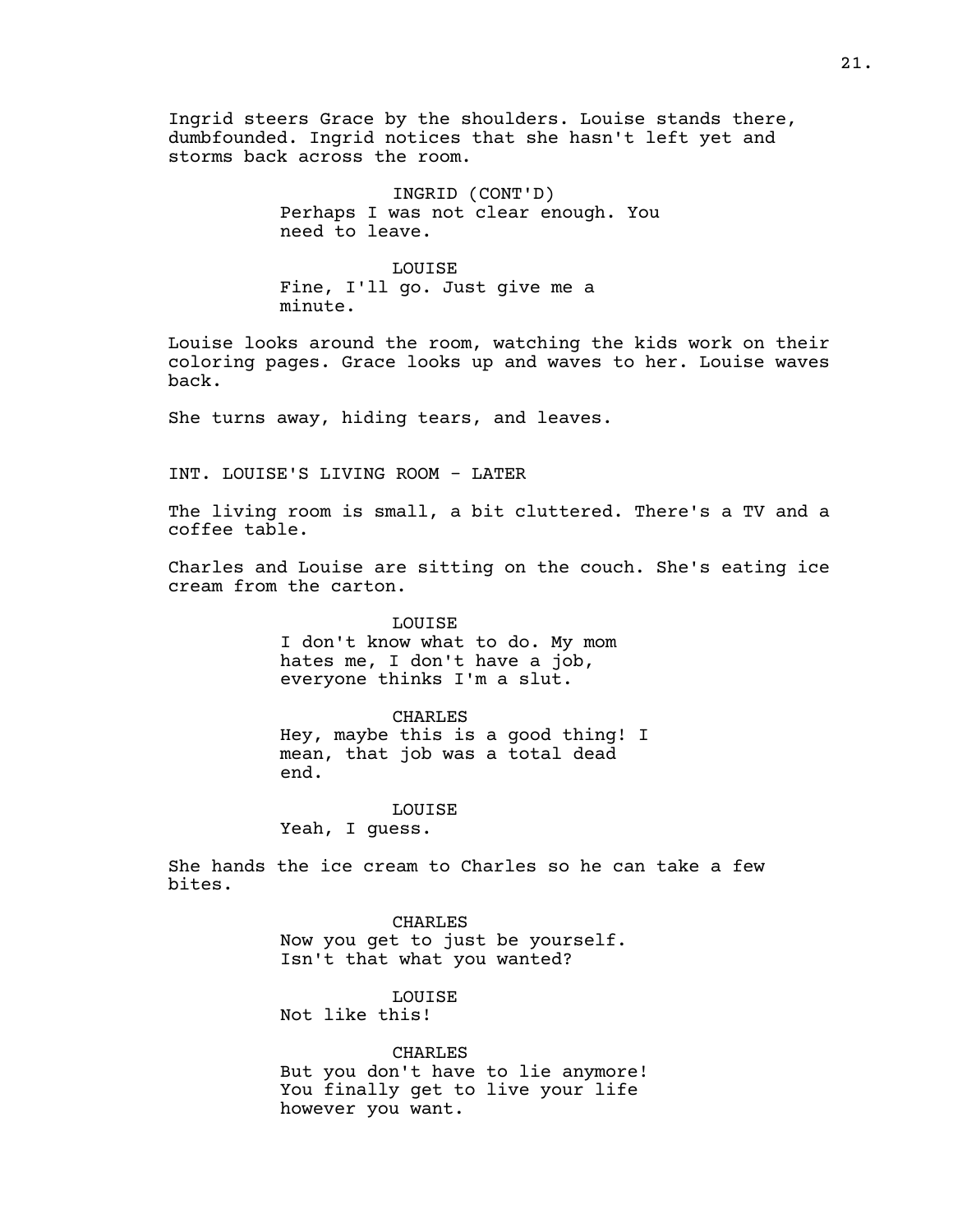Ingrid steers Grace by the shoulders. Louise stands there, dumbfounded. Ingrid notices that she hasn't left yet and storms back across the room.

INGRID (CONT'D)
Perhaps I was not clear enough. You need to leave.

LOUISE
Fine, I'll go. Just give me a minute.

Louise looks around the room, watching the kids work on their coloring pages. Grace looks up and waves to her. Louise waves back.

She turns away, hiding tears, and leaves.

INT. LOUISE'S LIVING ROOM - LATER

The living room is small, a bit cluttered. There's a TV and a coffee table.

Charles and Louise are sitting on the couch. She's eating ice cream from the carton.

LOUISE
I don't know what to do. My mom hates me, I don't have a job, everyone thinks I'm a slut.

CHARLES
Hey, maybe this is a good thing! I mean, that job was a total dead end.

LOUISE
Yeah, I guess.

She hands the ice cream to Charles so he can take a few bites.

CHARLES
Now you get to just be yourself. Isn't that what you wanted?

LOUISE
Not like this!

CHARLES
But you don't have to lie anymore! You finally get to live your life however you want.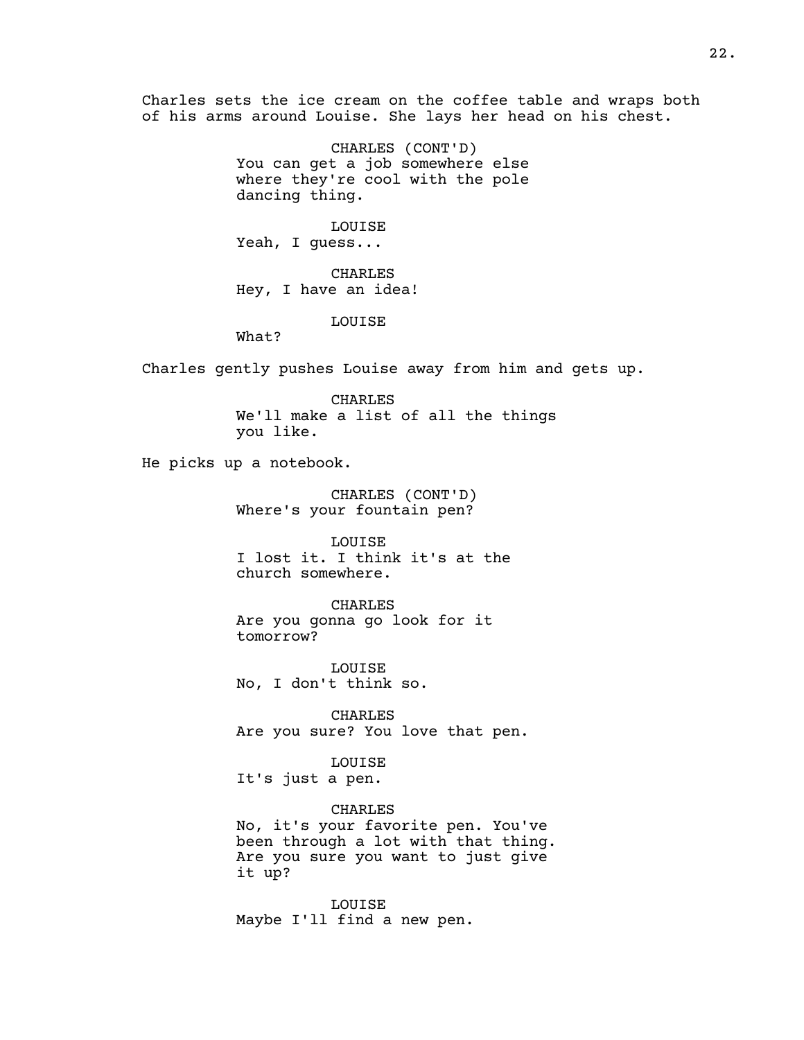Charles sets the ice cream on the coffee table and wraps both of his arms around Louise. She lays her head on his chest.

CHARLES (CONT'D)
You can get a job somewhere else where they're cool with the pole dancing thing.

LOUISE
Yeah, I guess...

CHARLES
Hey, I have an idea!

LOUISE
What?

Charles gently pushes Louise away from him and gets up.

CHARLES
We'll make a list of all the things you like.

He picks up a notebook.

CHARLES (CONT'D)
Where's your fountain pen?

LOUISE
I lost it. I think it's at the church somewhere.

CHARLES
Are you gonna go look for it tomorrow?

LOUISE
No, I don't think so.

CHARLES
Are you sure? You love that pen.

LOUISE
It's just a pen.

CHARLES
No, it's your favorite pen. You've been through a lot with that thing. Are you sure you want to just give it up?

LOUISE
Maybe I'll find a new pen.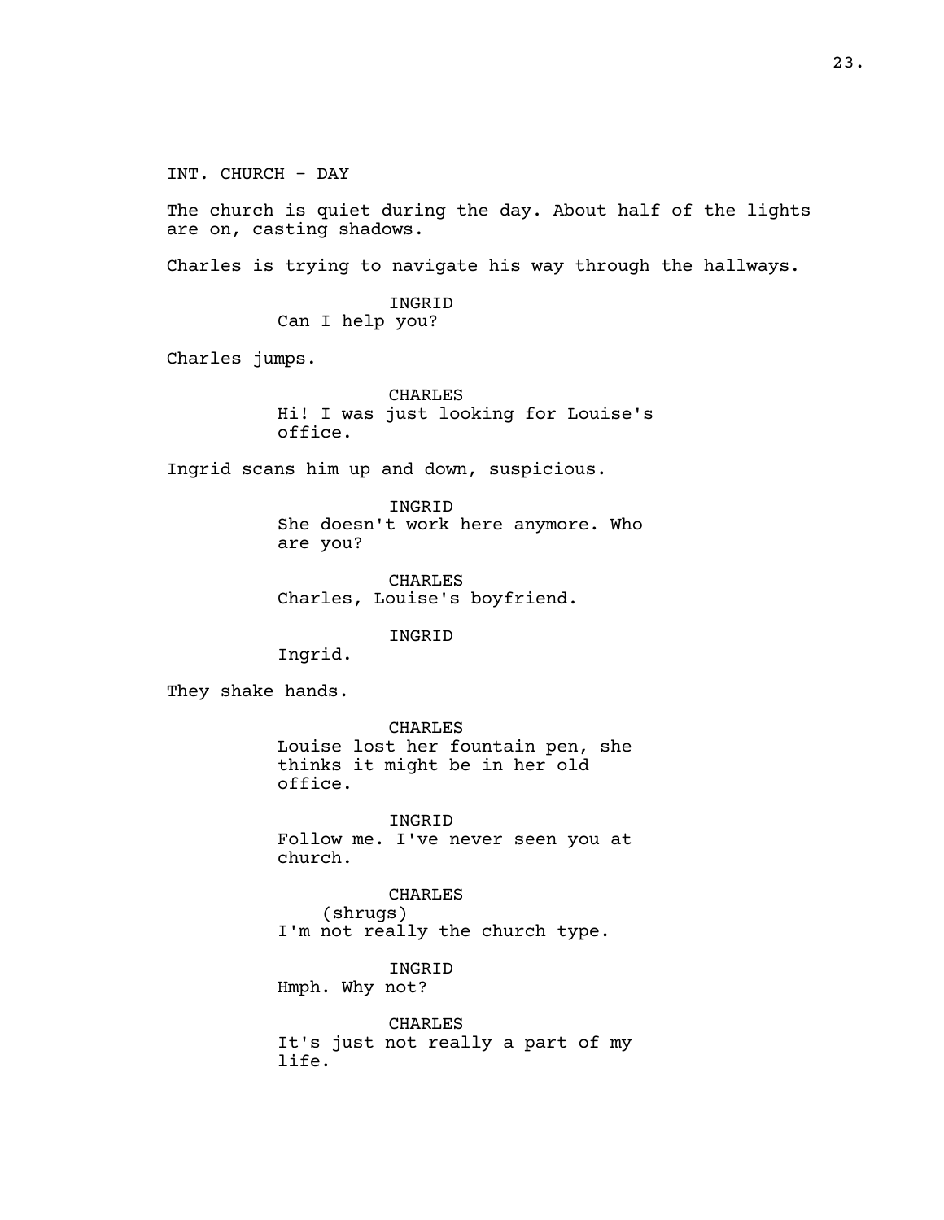INT. CHURCH - DAY

The church is quiet during the day. About half of the lights are on, casting shadows.

Charles is trying to navigate his way through the hallways.

INGRID
Can I help you?

Charles jumps.

CHARLES
Hi! I was just looking for Louise's office.

Ingrid scans him up and down, suspicious.

INGRID
She doesn't work here anymore. Who are you?

CHARLES
Charles, Louise's boyfriend.

INGRID
Ingrid.

They shake hands.

CHARLES
Louise lost her fountain pen, she thinks it might be in her old office.

INGRID
Follow me. I've never seen you at church.

CHARLES
(shrugs)
I'm not really the church type.

INGRID
Hmph. Why not?

CHARLES
It's just not really a part of my life.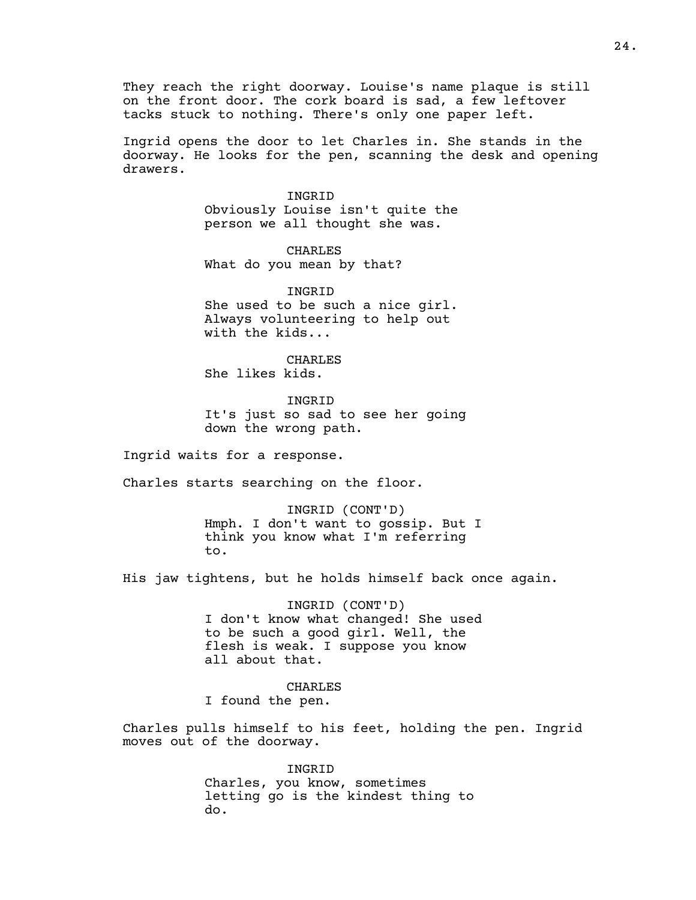They reach the right doorway. Louise's name plaque is still on the front door. The cork board is sad, a few leftover tacks stuck to nothing. There's only one paper left.

Ingrid opens the door to let Charles in. She stands in the doorway. He looks for the pen, scanning the desk and opening drawers.

INGRID
Obviously Louise isn't quite the person we all thought she was.

CHARLES
What do you mean by that?

INGRID
She used to be such a nice girl. Always volunteering to help out with the kids...

CHARLES
She likes kids.

INGRID
It's just so sad to see her going down the wrong path.

Ingrid waits for a response.

Charles starts searching on the floor.

INGRID (CONT'D)
Hmph. I don't want to gossip. But I think you know what I'm referring to.

His jaw tightens, but he holds himself back once again.

INGRID (CONT'D)
I don't know what changed! She used to be such a good girl. Well, the flesh is weak. I suppose you know all about that.

CHARLES
I found the pen.

Charles pulls himself to his feet, holding the pen. Ingrid moves out of the doorway.

INGRID
Charles, you know, sometimes letting go is the kindest thing to do.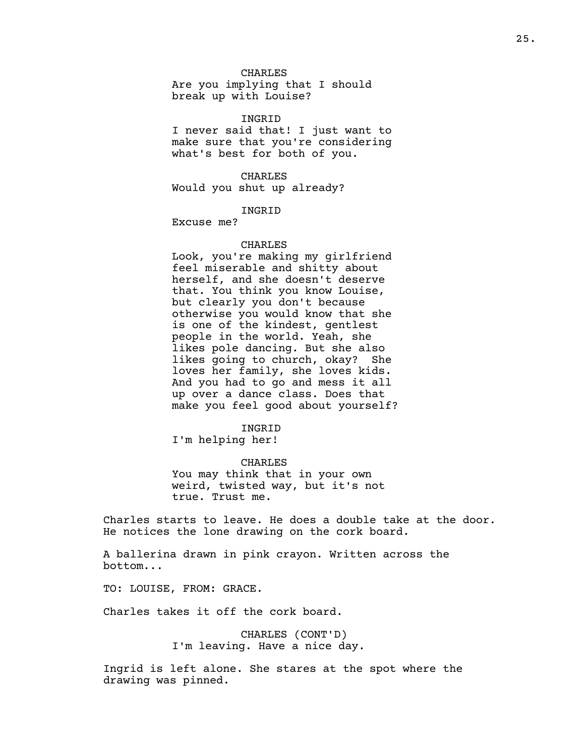CHARLES
Are you implying that I should break up with Louise?

INGRID
I never said that! I just want to make sure that you're considering what's best for both of you.

CHARLES
Would you shut up already?

INGRID
Excuse me?

CHARLES
Look, you're making my girlfriend feel miserable and shitty about herself, and she doesn't deserve that. You think you know Louise, but clearly you don't because otherwise you would know that she is one of the kindest, gentlest people in the world. Yeah, she likes pole dancing. But she also likes going to church, okay? She loves her family, she loves kids. And you had to go and mess it all up over a dance class. Does that make you feel good about yourself?

INGRID
I'm helping her!

CHARLES
You may think that in your own weird, twisted way, but it's not true. Trust me.

Charles starts to leave. He does a double take at the door. He notices the lone drawing on the cork board.

A ballerina drawn in pink crayon. Written across the bottom...

TO: LOUISE, FROM: GRACE.

Charles takes it off the cork board.

CHARLES (CONT'D)
I'm leaving. Have a nice day.

Ingrid is left alone. She stares at the spot where the drawing was pinned.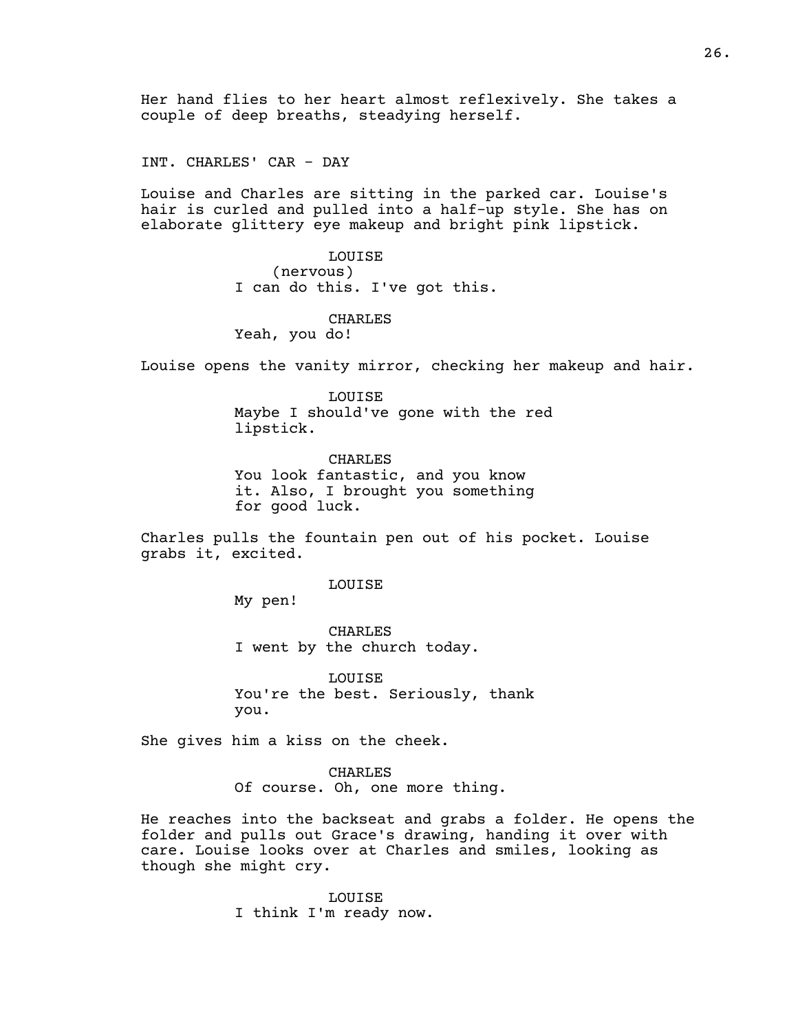Her hand flies to her heart almost reflexively. She takes a couple of deep breaths, steadying herself.

INT. CHARLES' CAR - DAY

Louise and Charles are sitting in the parked car. Louise's hair is curled and pulled into a half-up style. She has on elaborate glittery eye makeup and bright pink lipstick.

LOUISE
(nervous)
I can do this. I've got this.

CHARLES
Yeah, you do!

Louise opens the vanity mirror, checking her makeup and hair.

LOUISE
Maybe I should've gone with the red lipstick.

CHARLES
You look fantastic, and you know it. Also, I brought you something for good luck.

Charles pulls the fountain pen out of his pocket. Louise grabs it, excited.

LOUISE
My pen!

CHARLES
I went by the church today.

LOUISE
You're the best. Seriously, thank you.

She gives him a kiss on the cheek.

CHARLES
Of course. Oh, one more thing.

He reaches into the backseat and grabs a folder. He opens the folder and pulls out Grace's drawing, handing it over with care. Louise looks over at Charles and smiles, looking as though she might cry.

LOUISE
I think I'm ready now.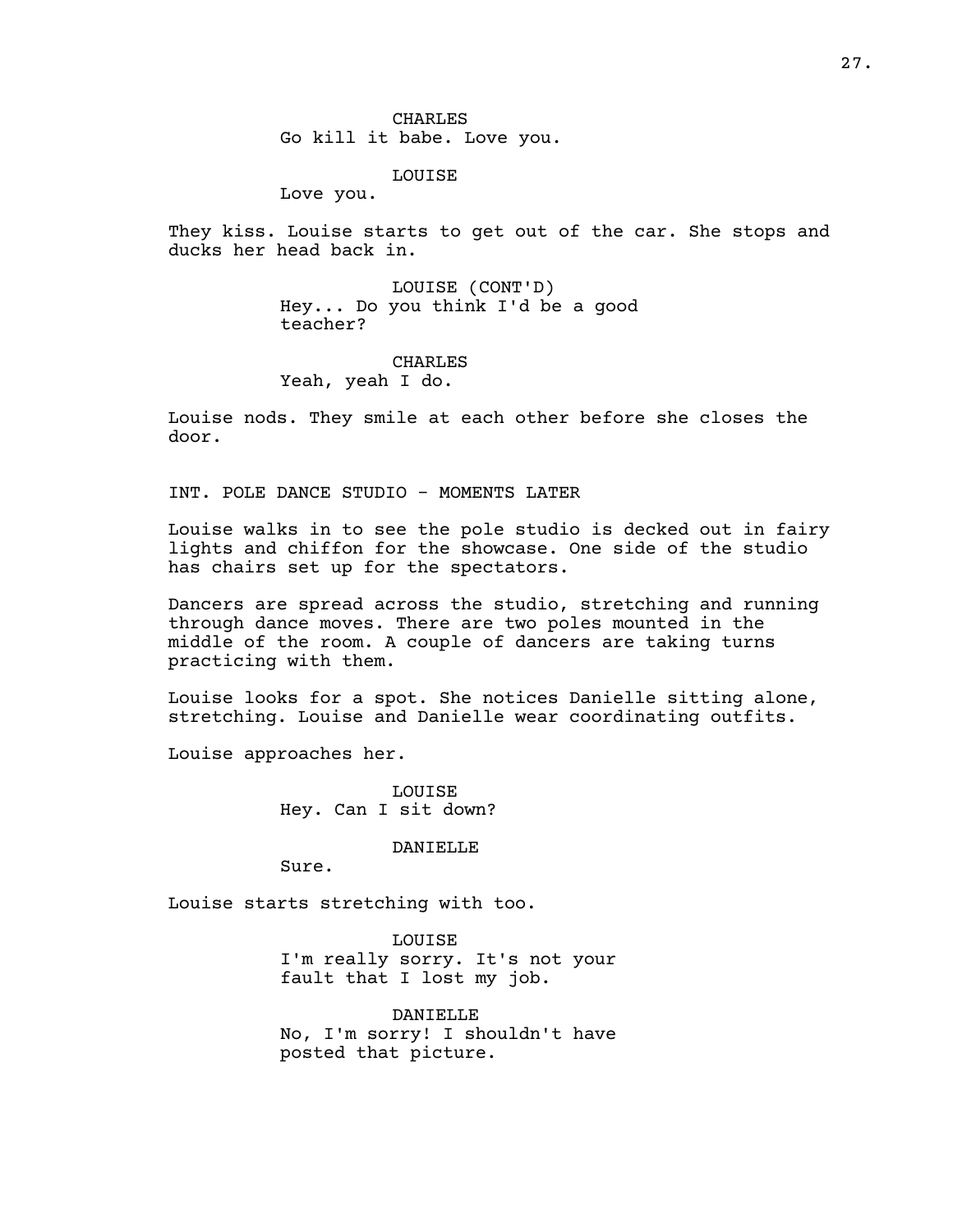CHARLES
Go kill it babe. Love you.

LOUISE
Love you.

They kiss. Louise starts to get out of the car. She stops and ducks her head back in.

LOUISE (CONT'D)
Hey... Do you think I'd be a good teacher?

CHARLES
Yeah, yeah I do.

Louise nods. They smile at each other before she closes the door.

INT. POLE DANCE STUDIO - MOMENTS LATER

Louise walks in to see the pole studio is decked out in fairy lights and chiffon for the showcase. One side of the studio has chairs set up for the spectators.

Dancers are spread across the studio, stretching and running through dance moves. There are two poles mounted in the middle of the room. A couple of dancers are taking turns practicing with them.

Louise looks for a spot. She notices Danielle sitting alone, stretching. Louise and Danielle wear coordinating outfits.

Louise approaches her.

LOUISE
Hey. Can I sit down?

DANIELLE
Sure.

Louise starts stretching with too.

LOUISE
I'm really sorry. It's not your fault that I lost my job.

DANIELLE
No, I'm sorry! I shouldn't have posted that picture.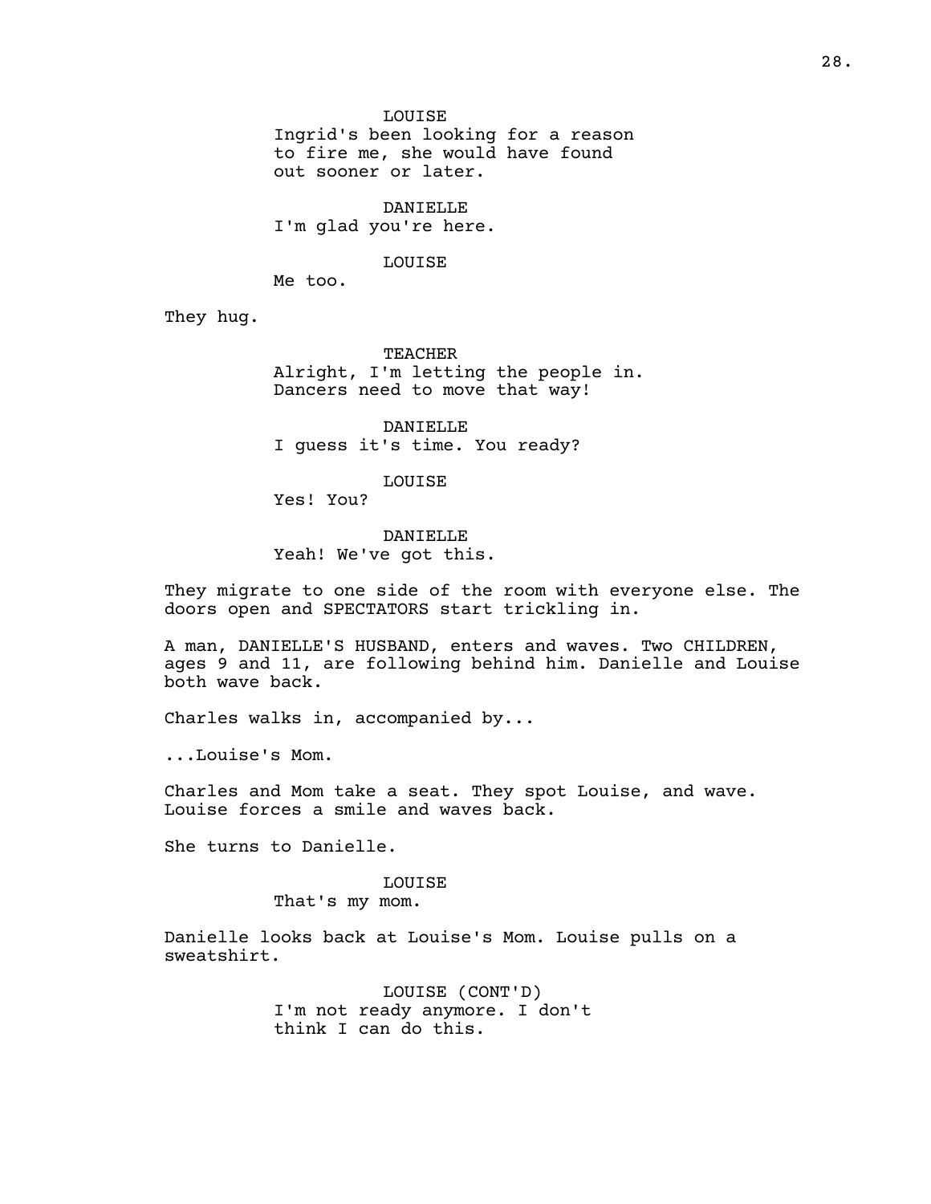LOUISE
Ingrid's been looking for a reason to fire me, she would have found out sooner or later.

DANIELLE
I'm glad you're here.

LOUISE
Me too.

They hug.

TEACHER
Alright, I'm letting the people in. Dancers need to move that way!

DANIELLE
I guess it's time. You ready?

LOUISE
Yes! You?

DANIELLE
Yeah! We've got this.

They migrate to one side of the room with everyone else. The doors open and SPECTATORS start trickling in.

A man, DANIELLE'S HUSBAND, enters and waves. Two CHILDREN, ages 9 and 11, are following behind him. Danielle and Louise both wave back.

Charles walks in, accompanied by...

...Louise's Mom.

Charles and Mom take a seat. They spot Louise, and wave. Louise forces a smile and waves back.

She turns to Danielle.

LOUISE
That's my mom.

Danielle looks back at Louise's Mom. Louise pulls on a sweatshirt.

LOUISE (CONT'D)
I'm not ready anymore. I don't think I can do this.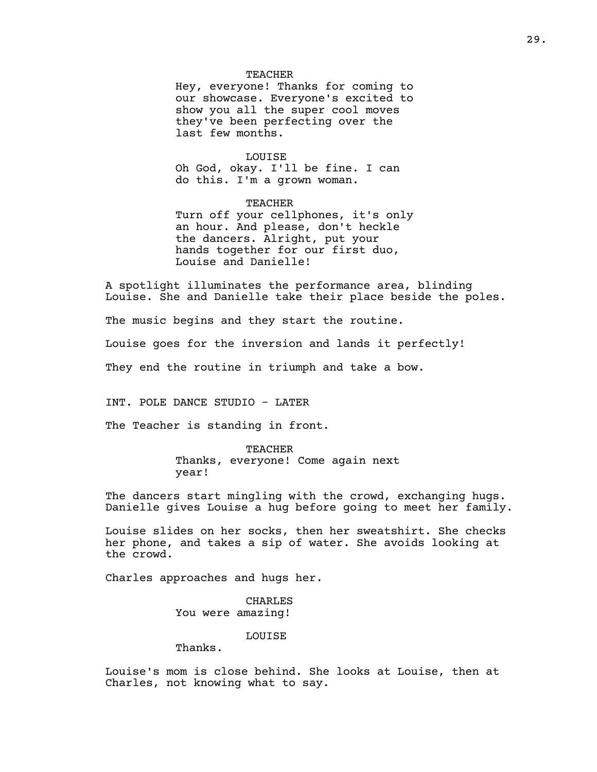TEACHER
Hey, everyone! Thanks for coming to our showcase. Everyone's excited to show you all the super cool moves they've been perfecting over the last few months.

LOUISE
Oh God, okay. I'll be fine. I can do this. I'm a grown woman.

TEACHER
Turn off your cellphones, it's only an hour. And please, don't heckle the dancers. Alright, put your hands together for our first duo, Louise and Danielle!

A spotlight illuminates the performance area, blinding Louise. She and Danielle take their place beside the poles.

The music begins and they start the routine.

Louise goes for the inversion and lands it perfectly!

They end the routine in triumph and take a bow.

INT. POLE DANCE STUDIO - LATER

The Teacher is standing in front.

TEACHER
Thanks, everyone! Come again next year!

The dancers start mingling with the crowd, exchanging hugs. Danielle gives Louise a hug before going to meet her family.

Louise slides on her socks, then her sweatshirt. She checks her phone, and takes a sip of water. She avoids looking at the crowd.

Charles approaches and hugs her.

CHARLES
You were amazing!

LOUISE
Thanks.

Louise's mom is close behind. She looks at Louise, then at Charles, not knowing what to say.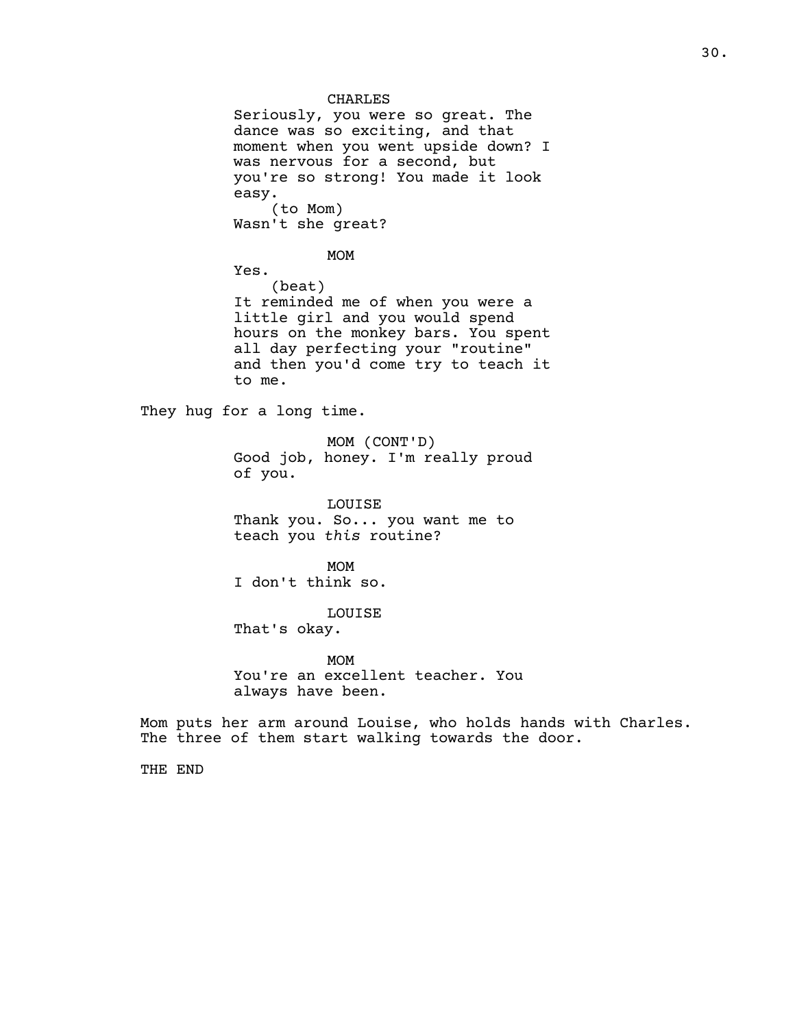CHARLES

Seriously, you were so great. The dance was so exciting, and that moment when you went upside down? I was nervous for a second, but you're so strong! You made it look easy.

(to Mom)

Wasn't she great?

MOM

Yes.

(beat)

It reminded me of when you were a little girl and you would spend hours on the monkey bars. You spent all day perfecting your "routine" and then you'd come try to teach it to me.

They hug for a long time.

MOM (CONT'D)

Good job, honey. I'm really proud of you.

LOUISE

Thank you. So... you want me to teach you *this* routine?

MOM

I don't think so.

LOUISE

That's okay.

MOM

You're an excellent teacher. You always have been.

Mom puts her arm around Louise, who holds hands with Charles. The three of them start walking towards the door.

THE END